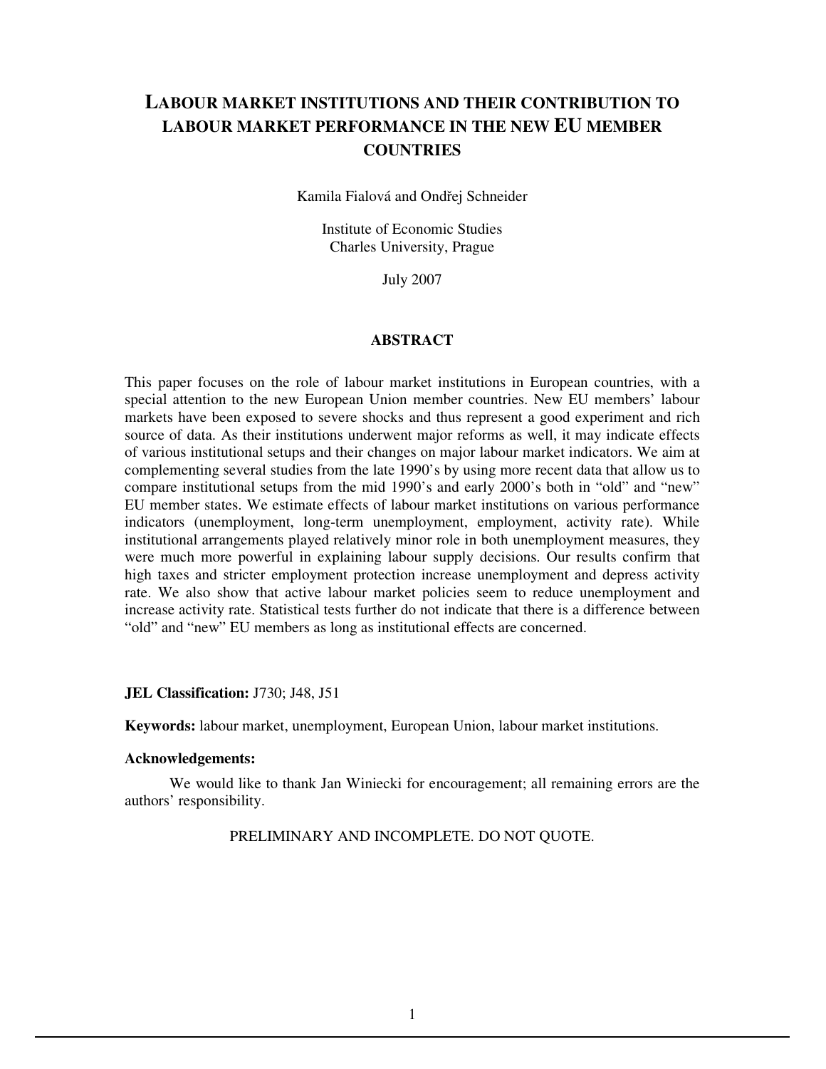# LABOUR MARKET INSTITUTIONS AND THEIR CONTRIBUTION TO LABOUR MARKET PERFORMANCE IN THE NEW EU MEMBER COUNTRIES

Kamila Fialová and Ondřej Schneider

Institute of Economic Studies
Charles University, Prague

July 2007

## ABSTRACT

This paper focuses on the role of labour market institutions in European countries, with a special attention to the new European Union member countries. New EU members' labour markets have been exposed to severe shocks and thus represent a good experiment and rich source of data. As their institutions underwent major reforms as well, it may indicate effects of various institutional setups and their changes on major labour market indicators. We aim at complementing several studies from the late 1990's by using more recent data that allow us to compare institutional setups from the mid 1990's and early 2000's both in "old" and "new" EU member states. We estimate effects of labour market institutions on various performance indicators (unemployment, long-term unemployment, employment, activity rate). While institutional arrangements played relatively minor role in both unemployment measures, they were much more powerful in explaining labour supply decisions. Our results confirm that high taxes and stricter employment protection increase unemployment and depress activity rate. We also show that active labour market policies seem to reduce unemployment and increase activity rate. Statistical tests further do not indicate that there is a difference between "old" and "new" EU members as long as institutional effects are concerned.

**JEL Classification:** J730; J48, J51

**Keywords:** labour market, unemployment, European Union, labour market institutions.

**Acknowledgements:**

We would like to thank Jan Winiecki for encouragement; all remaining errors are the authors' responsibility.

PRELIMINARY AND INCOMPLETE. DO NOT QUOTE.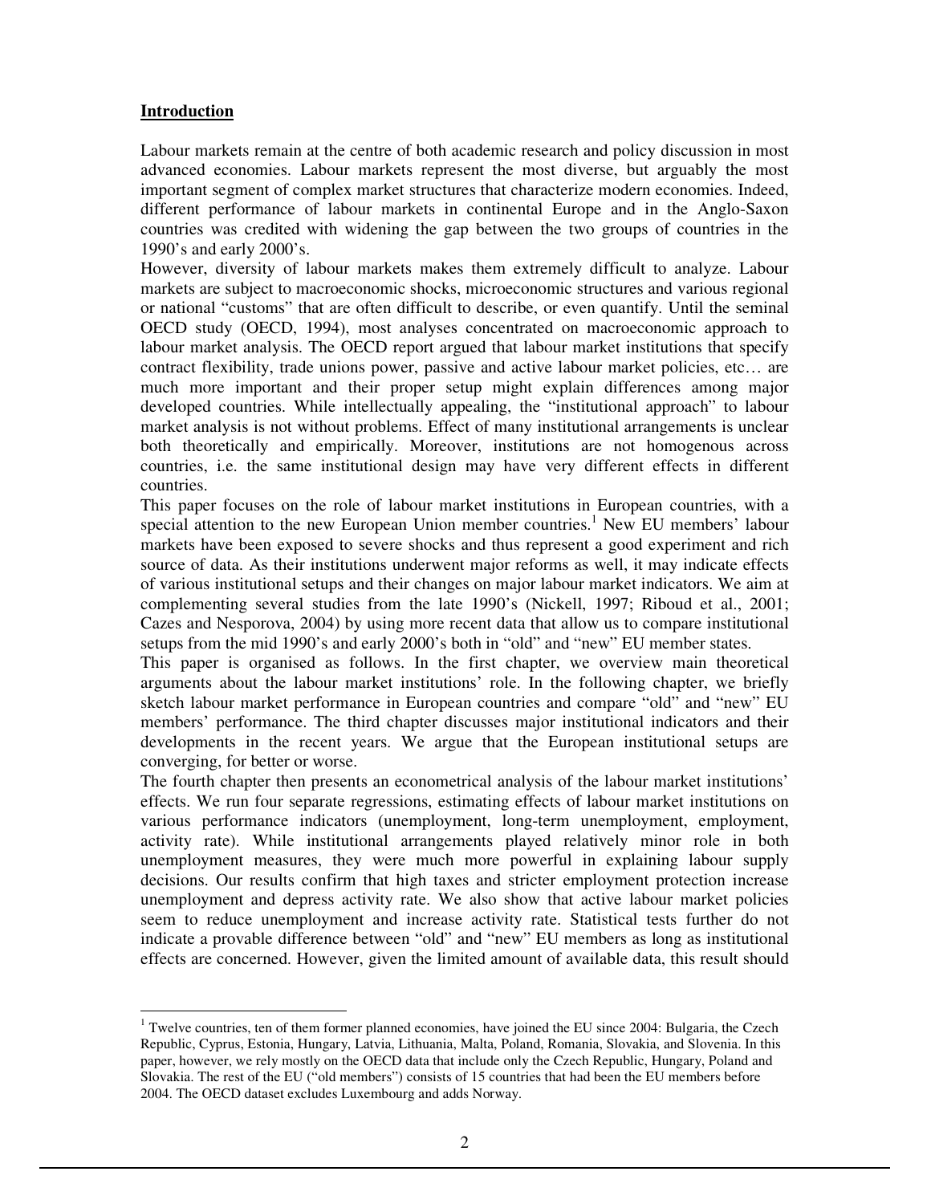## Introduction

Labour markets remain at the centre of both academic research and policy discussion in most advanced economies. Labour markets represent the most diverse, but arguably the most important segment of complex market structures that characterize modern economies. Indeed, different performance of labour markets in continental Europe and in the Anglo-Saxon countries was credited with widening the gap between the two groups of countries in the 1990's and early 2000's.

However, diversity of labour markets makes them extremely difficult to analyze. Labour markets are subject to macroeconomic shocks, microeconomic structures and various regional or national "customs" that are often difficult to describe, or even quantify. Until the seminal OECD study (OECD, 1994), most analyses concentrated on macroeconomic approach to labour market analysis. The OECD report argued that labour market institutions that specify contract flexibility, trade unions power, passive and active labour market policies, etc… are much more important and their proper setup might explain differences among major developed countries. While intellectually appealing, the "institutional approach" to labour market analysis is not without problems. Effect of many institutional arrangements is unclear both theoretically and empirically. Moreover, institutions are not homogenous across countries, i.e. the same institutional design may have very different effects in different countries.

This paper focuses on the role of labour market institutions in European countries, with a special attention to the new European Union member countries.[1] New EU members' labour markets have been exposed to severe shocks and thus represent a good experiment and rich source of data. As their institutions underwent major reforms as well, it may indicate effects of various institutional setups and their changes on major labour market indicators. We aim at complementing several studies from the late 1990's (Nickell, 1997; Riboud et al., 2001; Cazes and Nesporova, 2004) by using more recent data that allow us to compare institutional setups from the mid 1990's and early 2000's both in "old" and "new" EU member states.

This paper is organised as follows. In the first chapter, we overview main theoretical arguments about the labour market institutions' role. In the following chapter, we briefly sketch labour market performance in European countries and compare "old" and "new" EU members' performance. The third chapter discusses major institutional indicators and their developments in the recent years. We argue that the European institutional setups are converging, for better or worse.

The fourth chapter then presents an econometrical analysis of the labour market institutions' effects. We run four separate regressions, estimating effects of labour market institutions on various performance indicators (unemployment, long-term unemployment, employment, activity rate). While institutional arrangements played relatively minor role in both unemployment measures, they were much more powerful in explaining labour supply decisions. Our results confirm that high taxes and stricter employment protection increase unemployment and depress activity rate. We also show that active labour market policies seem to reduce unemployment and increase activity rate. Statistical tests further do not indicate a provable difference between "old" and "new" EU members as long as institutional effects are concerned. However, given the limited amount of available data, this result should

---

[1] Twelve countries, ten of them former planned economies, have joined the EU since 2004: Bulgaria, the Czech Republic, Cyprus, Estonia, Hungary, Latvia, Lithuania, Malta, Poland, Romania, Slovakia, and Slovenia. In this paper, however, we rely mostly on the OECD data that include only the Czech Republic, Hungary, Poland and Slovakia. The rest of the EU ("old members") consists of 15 countries that had been the EU members before 2004. The OECD dataset excludes Luxembourg and adds Norway.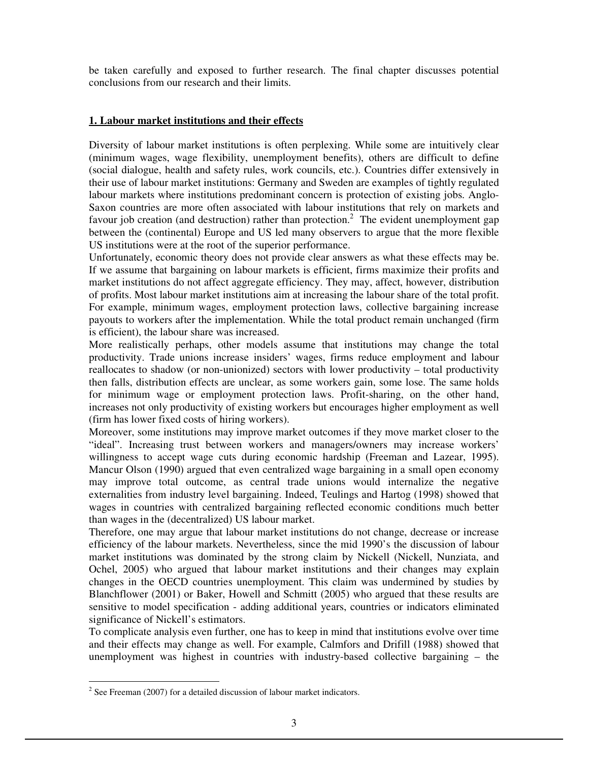be taken carefully and exposed to further research. The final chapter discusses potential conclusions from our research and their limits.

## 1. Labour market institutions and their effects

Diversity of labour market institutions is often perplexing. While some are intuitively clear (minimum wages, wage flexibility, unemployment benefits), others are difficult to define (social dialogue, health and safety rules, work councils, etc.). Countries differ extensively in their use of labour market institutions: Germany and Sweden are examples of tightly regulated labour markets where institutions predominant concern is protection of existing jobs. Anglo-Saxon countries are more often associated with labour institutions that rely on markets and favour job creation (and destruction) rather than protection.[2] The evident unemployment gap between the (continental) Europe and US led many observers to argue that the more flexible US institutions were at the root of the superior performance.

Unfortunately, economic theory does not provide clear answers as what these effects may be. If we assume that bargaining on labour markets is efficient, firms maximize their profits and market institutions do not affect aggregate efficiency. They may, affect, however, distribution of profits. Most labour market institutions aim at increasing the labour share of the total profit. For example, minimum wages, employment protection laws, collective bargaining increase payouts to workers after the implementation. While the total product remain unchanged (firm is efficient), the labour share was increased.

More realistically perhaps, other models assume that institutions may change the total productivity. Trade unions increase insiders' wages, firms reduce employment and labour reallocates to shadow (or non-unionized) sectors with lower productivity – total productivity then falls, distribution effects are unclear, as some workers gain, some lose. The same holds for minimum wage or employment protection laws. Profit-sharing, on the other hand, increases not only productivity of existing workers but encourages higher employment as well (firm has lower fixed costs of hiring workers).

Moreover, some institutions may improve market outcomes if they move market closer to the "ideal". Increasing trust between workers and managers/owners may increase workers' willingness to accept wage cuts during economic hardship (Freeman and Lazear, 1995). Mancur Olson (1990) argued that even centralized wage bargaining in a small open economy may improve total outcome, as central trade unions would internalize the negative externalities from industry level bargaining. Indeed, Teulings and Hartog (1998) showed that wages in countries with centralized bargaining reflected economic conditions much better than wages in the (decentralized) US labour market.

Therefore, one may argue that labour market institutions do not change, decrease or increase efficiency of the labour markets. Nevertheless, since the mid 1990's the discussion of labour market institutions was dominated by the strong claim by Nickell (Nickell, Nunziata, and Ochel, 2005) who argued that labour market institutions and their changes may explain changes in the OECD countries unemployment. This claim was undermined by studies by Blanchflower (2001) or Baker, Howell and Schmitt (2005) who argued that these results are sensitive to model specification - adding additional years, countries or indicators eliminated significance of Nickell's estimators.

To complicate analysis even further, one has to keep in mind that institutions evolve over time and their effects may change as well. For example, Calmfors and Drifill (1988) showed that unemployment was highest in countries with industry-based collective bargaining – the

---

[2] See Freeman (2007) for a detailed discussion of labour market indicators.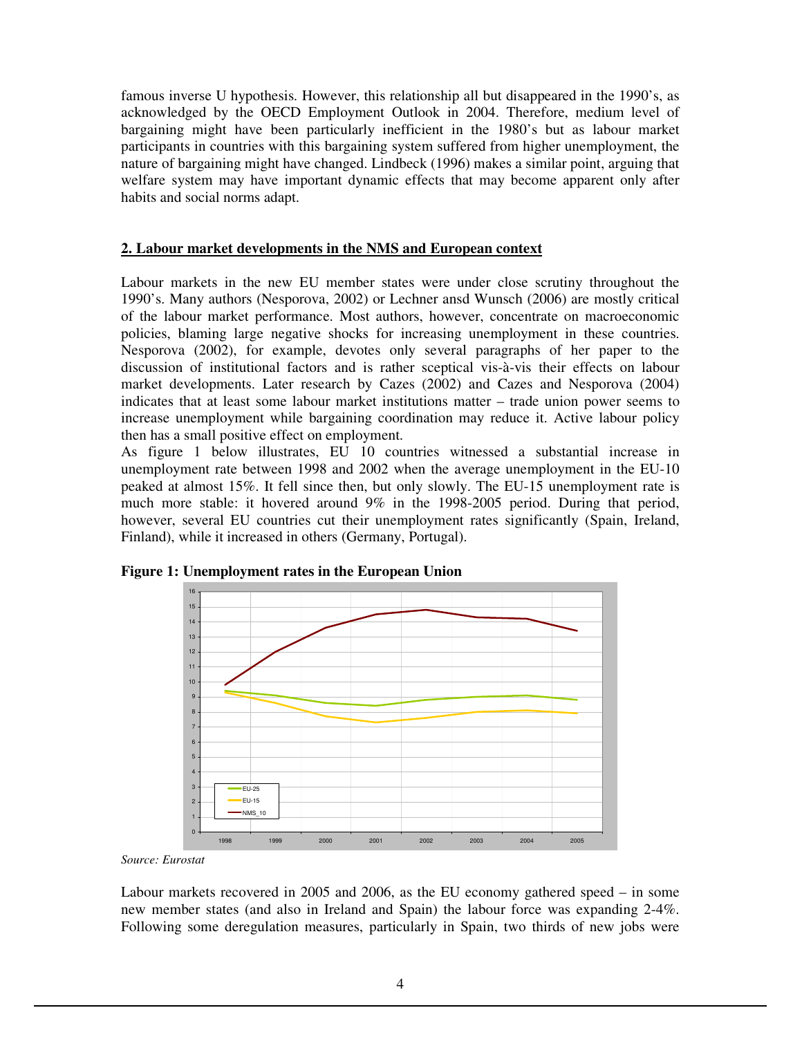famous inverse U hypothesis. However, this relationship all but disappeared in the 1990's, as acknowledged by the OECD Employment Outlook in 2004. Therefore, medium level of bargaining might have been particularly inefficient in the 1980's but as labour market participants in countries with this bargaining system suffered from higher unemployment, the nature of bargaining might have changed. Lindbeck (1996) makes a similar point, arguing that welfare system may have important dynamic effects that may become apparent only after habits and social norms adapt.

## 2. Labour market developments in the NMS and European context

Labour markets in the new EU member states were under close scrutiny throughout the 1990's. Many authors (Nesporova, 2002) or Lechner ansd Wunsch (2006) are mostly critical of the labour market performance. Most authors, however, concentrate on macroeconomic policies, blaming large negative shocks for increasing unemployment in these countries. Nesporova (2002), for example, devotes only several paragraphs of her paper to the discussion of institutional factors and is rather sceptical vis-à-vis their effects on labour market developments. Later research by Cazes (2002) and Cazes and Nesporova (2004) indicates that at least some labour market institutions matter – trade union power seems to increase unemployment while bargaining coordination may reduce it. Active labour policy then has a small positive effect on employment.

As figure 1 below illustrates, EU 10 countries witnessed a substantial increase in unemployment rate between 1998 and 2002 when the average unemployment in the EU-10 peaked at almost 15%. It fell since then, but only slowly. The EU-15 unemployment rate is much more stable: it hovered around 9% in the 1998-2005 period. During that period, however, several EU countries cut their unemployment rates significantly (Spain, Ireland, Finland), while it increased in others (Germany, Portugal).

**Figure 1: Unemployment rates in the European Union**

*Source: Eurostat*

Labour markets recovered in 2005 and 2006, as the EU economy gathered speed – in some new member states (and also in Ireland and Spain) the labour force was expanding 2-4%. Following some deregulation measures, particularly in Spain, two thirds of new jobs were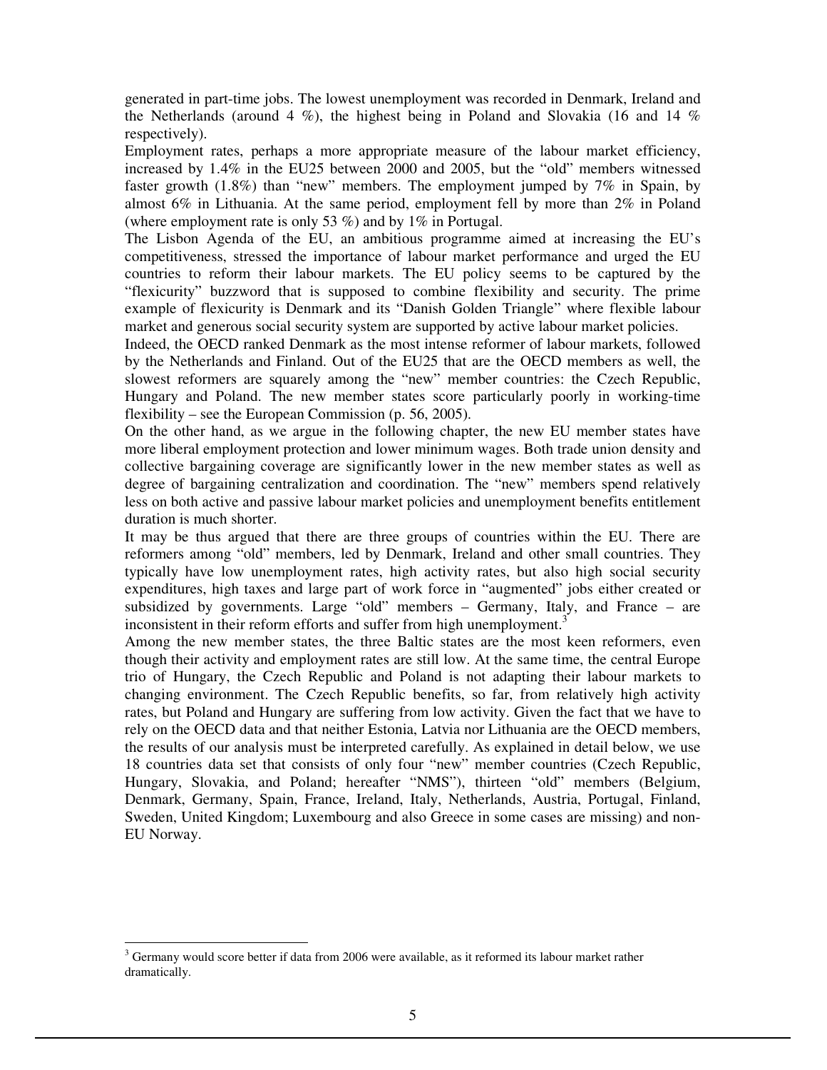generated in part-time jobs. The lowest unemployment was recorded in Denmark, Ireland and the Netherlands (around 4 %), the highest being in Poland and Slovakia (16 and 14 % respectively).

Employment rates, perhaps a more appropriate measure of the labour market efficiency, increased by 1.4% in the EU25 between 2000 and 2005, but the "old" members witnessed faster growth (1.8%) than "new" members. The employment jumped by 7% in Spain, by almost 6% in Lithuania. At the same period, employment fell by more than 2% in Poland (where employment rate is only 53 %) and by 1% in Portugal.

The Lisbon Agenda of the EU, an ambitious programme aimed at increasing the EU's competitiveness, stressed the importance of labour market performance and urged the EU countries to reform their labour markets. The EU policy seems to be captured by the "flexicurity" buzzword that is supposed to combine flexibility and security. The prime example of flexicurity is Denmark and its "Danish Golden Triangle" where flexible labour market and generous social security system are supported by active labour market policies.

Indeed, the OECD ranked Denmark as the most intense reformer of labour markets, followed by the Netherlands and Finland. Out of the EU25 that are the OECD members as well, the slowest reformers are squarely among the "new" member countries: the Czech Republic, Hungary and Poland. The new member states score particularly poorly in working-time flexibility – see the European Commission (p. 56, 2005).

On the other hand, as we argue in the following chapter, the new EU member states have more liberal employment protection and lower minimum wages. Both trade union density and collective bargaining coverage are significantly lower in the new member states as well as degree of bargaining centralization and coordination. The "new" members spend relatively less on both active and passive labour market policies and unemployment benefits entitlement duration is much shorter.

It may be thus argued that there are three groups of countries within the EU. There are reformers among "old" members, led by Denmark, Ireland and other small countries. They typically have low unemployment rates, high activity rates, but also high social security expenditures, high taxes and large part of work force in "augmented" jobs either created or subsidized by governments. Large "old" members – Germany, Italy, and France – are inconsistent in their reform efforts and suffer from high unemployment.[3]

Among the new member states, the three Baltic states are the most keen reformers, even though their activity and employment rates are still low. At the same time, the central Europe trio of Hungary, the Czech Republic and Poland is not adapting their labour markets to changing environment. The Czech Republic benefits, so far, from relatively high activity rates, but Poland and Hungary are suffering from low activity. Given the fact that we have to rely on the OECD data and that neither Estonia, Latvia nor Lithuania are the OECD members, the results of our analysis must be interpreted carefully. As explained in detail below, we use 18 countries data set that consists of only four "new" member countries (Czech Republic, Hungary, Slovakia, and Poland; hereafter "NMS"), thirteen "old" members (Belgium, Denmark, Germany, Spain, France, Ireland, Italy, Netherlands, Austria, Portugal, Finland, Sweden, United Kingdom; Luxembourg and also Greece in some cases are missing) and non-EU Norway.

---

[3] Germany would score better if data from 2006 were available, as it reformed its labour market rather dramatically.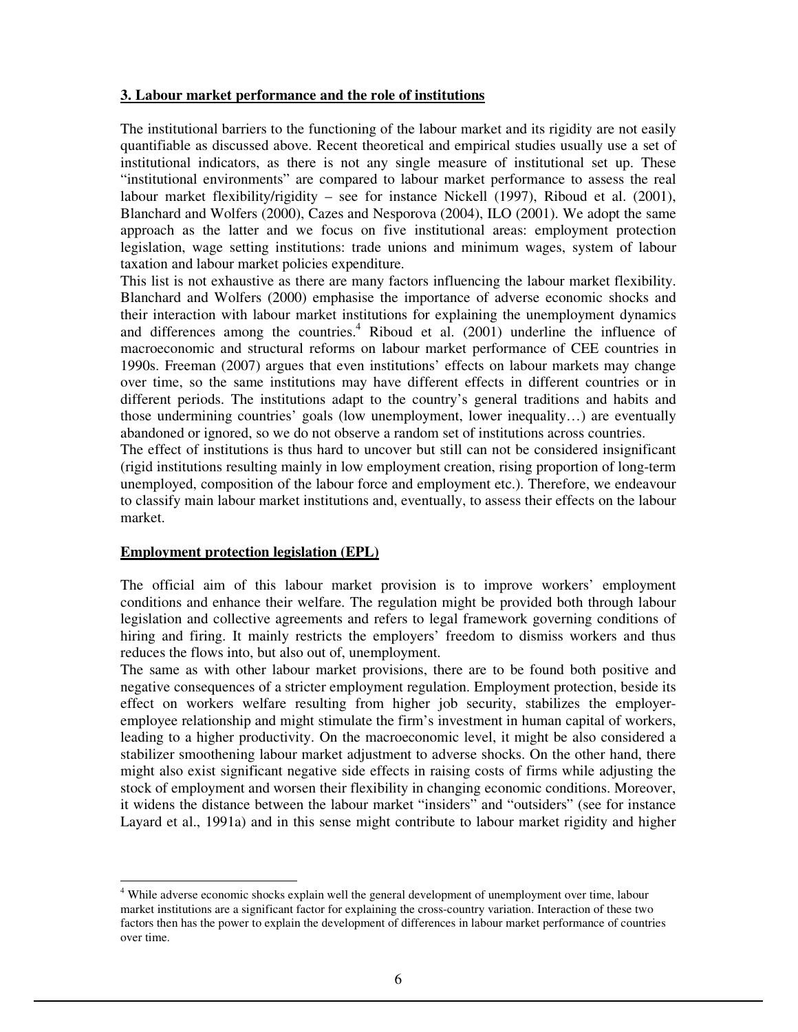## 3. Labour market performance and the role of institutions

The institutional barriers to the functioning of the labour market and its rigidity are not easily quantifiable as discussed above. Recent theoretical and empirical studies usually use a set of institutional indicators, as there is not any single measure of institutional set up. These "institutional environments" are compared to labour market performance to assess the real labour market flexibility/rigidity – see for instance Nickell (1997), Riboud et al. (2001), Blanchard and Wolfers (2000), Cazes and Nesporova (2004), ILO (2001). We adopt the same approach as the latter and we focus on five institutional areas: employment protection legislation, wage setting institutions: trade unions and minimum wages, system of labour taxation and labour market policies expenditure.

This list is not exhaustive as there are many factors influencing the labour market flexibility. Blanchard and Wolfers (2000) emphasise the importance of adverse economic shocks and their interaction with labour market institutions for explaining the unemployment dynamics and differences among the countries.[4] Riboud et al. (2001) underline the influence of macroeconomic and structural reforms on labour market performance of CEE countries in 1990s. Freeman (2007) argues that even institutions' effects on labour markets may change over time, so the same institutions may have different effects in different countries or in different periods. The institutions adapt to the country's general traditions and habits and those undermining countries' goals (low unemployment, lower inequality…) are eventually abandoned or ignored, so we do not observe a random set of institutions across countries.

The effect of institutions is thus hard to uncover but still can not be considered insignificant (rigid institutions resulting mainly in low employment creation, rising proportion of long-term unemployed, composition of the labour force and employment etc.). Therefore, we endeavour to classify main labour market institutions and, eventually, to assess their effects on the labour market.

## Employment protection legislation (EPL)

The official aim of this labour market provision is to improve workers' employment conditions and enhance their welfare. The regulation might be provided both through labour legislation and collective agreements and refers to legal framework governing conditions of hiring and firing. It mainly restricts the employers' freedom to dismiss workers and thus reduces the flows into, but also out of, unemployment.

The same as with other labour market provisions, there are to be found both positive and negative consequences of a stricter employment regulation. Employment protection, beside its effect on workers welfare resulting from higher job security, stabilizes the employer-employee relationship and might stimulate the firm's investment in human capital of workers, leading to a higher productivity. On the macroeconomic level, it might be also considered a stabilizer smoothening labour market adjustment to adverse shocks. On the other hand, there might also exist significant negative side effects in raising costs of firms while adjusting the stock of employment and worsen their flexibility in changing economic conditions. Moreover, it widens the distance between the labour market "insiders" and "outsiders" (see for instance Layard et al., 1991a) and in this sense might contribute to labour market rigidity and higher

[4] While adverse economic shocks explain well the general development of unemployment over time, labour market institutions are a significant factor for explaining the cross-country variation. Interaction of these two factors then has the power to explain the development of differences in labour market performance of countries over time.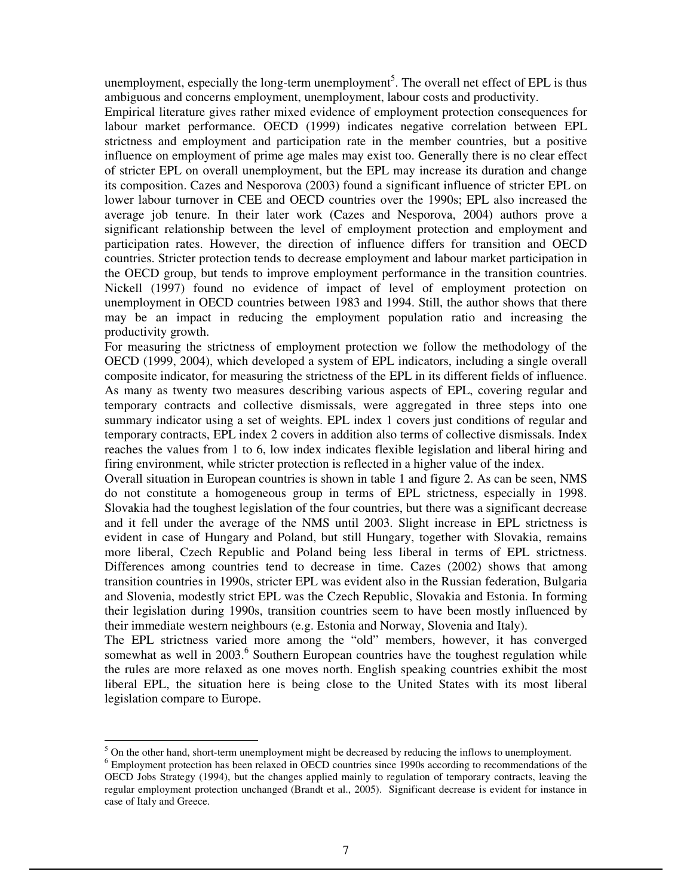unemployment, especially the long-term unemployment[5]. The overall net effect of EPL is thus ambiguous and concerns employment, unemployment, labour costs and productivity.

Empirical literature gives rather mixed evidence of employment protection consequences for labour market performance. OECD (1999) indicates negative correlation between EPL strictness and employment and participation rate in the member countries, but a positive influence on employment of prime age males may exist too. Generally there is no clear effect of stricter EPL on overall unemployment, but the EPL may increase its duration and change its composition. Cazes and Nesporova (2003) found a significant influence of stricter EPL on lower labour turnover in CEE and OECD countries over the 1990s; EPL also increased the average job tenure. In their later work (Cazes and Nesporova, 2004) authors prove a significant relationship between the level of employment protection and employment and participation rates. However, the direction of influence differs for transition and OECD countries. Stricter protection tends to decrease employment and labour market participation in the OECD group, but tends to improve employment performance in the transition countries. Nickell (1997) found no evidence of impact of level of employment protection on unemployment in OECD countries between 1983 and 1994. Still, the author shows that there may be an impact in reducing the employment population ratio and increasing the productivity growth.

For measuring the strictness of employment protection we follow the methodology of the OECD (1999, 2004), which developed a system of EPL indicators, including a single overall composite indicator, for measuring the strictness of the EPL in its different fields of influence. As many as twenty two measures describing various aspects of EPL, covering regular and temporary contracts and collective dismissals, were aggregated in three steps into one summary indicator using a set of weights. EPL index 1 covers just conditions of regular and temporary contracts, EPL index 2 covers in addition also terms of collective dismissals. Index reaches the values from 1 to 6, low index indicates flexible legislation and liberal hiring and firing environment, while stricter protection is reflected in a higher value of the index.

Overall situation in European countries is shown in table 1 and figure 2. As can be seen, NMS do not constitute a homogeneous group in terms of EPL strictness, especially in 1998. Slovakia had the toughest legislation of the four countries, but there was a significant decrease and it fell under the average of the NMS until 2003. Slight increase in EPL strictness is evident in case of Hungary and Poland, but still Hungary, together with Slovakia, remains more liberal, Czech Republic and Poland being less liberal in terms of EPL strictness. Differences among countries tend to decrease in time. Cazes (2002) shows that among transition countries in 1990s, stricter EPL was evident also in the Russian federation, Bulgaria and Slovenia, modestly strict EPL was the Czech Republic, Slovakia and Estonia. In forming their legislation during 1990s, transition countries seem to have been mostly influenced by their immediate western neighbours (e.g. Estonia and Norway, Slovenia and Italy).

The EPL strictness varied more among the "old" members, however, it has converged somewhat as well in 2003.[6] Southern European countries have the toughest regulation while the rules are more relaxed as one moves north. English speaking countries exhibit the most liberal EPL, the situation here is being close to the United States with its most liberal legislation compare to Europe.

---

[5] On the other hand, short-term unemployment might be decreased by reducing the inflows to unemployment.

[6] Employment protection has been relaxed in OECD countries since 1990s according to recommendations of the OECD Jobs Strategy (1994), but the changes applied mainly to regulation of temporary contracts, leaving the regular employment protection unchanged (Brandt et al., 2005). Significant decrease is evident for instance in case of Italy and Greece.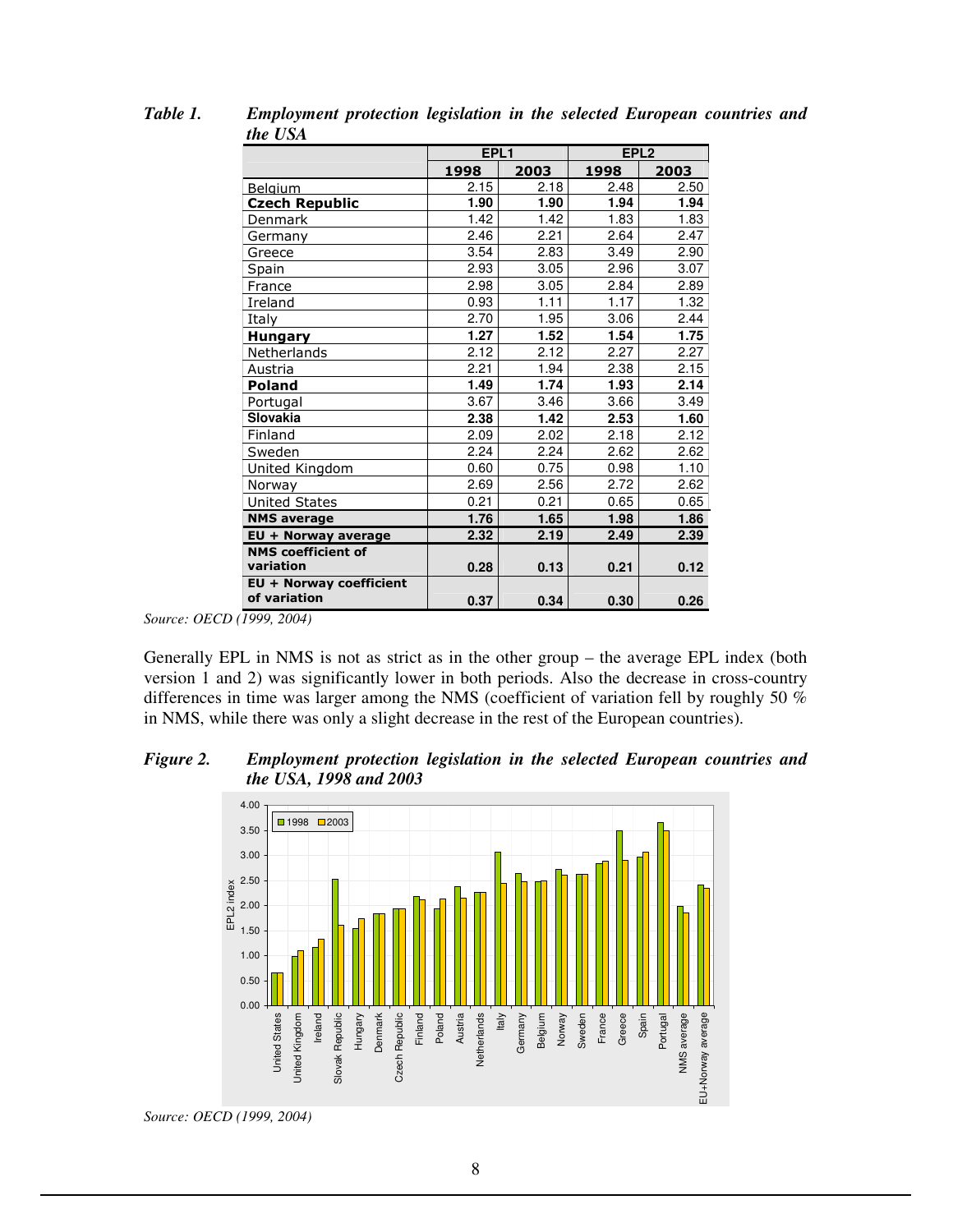*Table 1. Employment protection legislation in the selected European countries and the USA*

| | EPL1 | | EPL2 | |
|---|---|---|---|---|
| | **1998** | **2003** | **1998** | **2003** |
| Belgium | 2.15 | 2.18 | 2.48 | 2.50 |
| **Czech Republic** | **1.90** | **1.90** | **1.94** | **1.94** |
| Denmark | 1.42 | 1.42 | 1.83 | 1.83 |
| Germany | 2.46 | 2.21 | 2.64 | 2.47 |
| Greece | 3.54 | 2.83 | 3.49 | 2.90 |
| Spain | 2.93 | 3.05 | 2.96 | 3.07 |
| France | 2.98 | 3.05 | 2.84 | 2.89 |
| Ireland | 0.93 | 1.11 | 1.17 | 1.32 |
| Italy | 2.70 | 1.95 | 3.06 | 2.44 |
| **Hungary** | **1.27** | **1.52** | **1.54** | **1.75** |
| Netherlands | 2.12 | 2.12 | 2.27 | 2.27 |
| Austria | 2.21 | 1.94 | 2.38 | 2.15 |
| **Poland** | **1.49** | **1.74** | **1.93** | **2.14** |
| Portugal | 3.67 | 3.46 | 3.66 | 3.49 |
| **Slovakia** | **2.38** | **1.42** | **2.53** | **1.60** |
| Finland | 2.09 | 2.02 | 2.18 | 2.12 |
| Sweden | 2.24 | 2.24 | 2.62 | 2.62 |
| United Kingdom | 0.60 | 0.75 | 0.98 | 1.10 |
| Norway | 2.69 | 2.56 | 2.72 | 2.62 |
| United States | 0.21 | 0.21 | 0.65 | 0.65 |
| **NMS average** | **1.76** | **1.65** | **1.98** | **1.86** |
| **EU + Norway average** | **2.32** | **2.19** | **2.49** | **2.39** |
| **NMS coefficient of variation** | **0.28** | **0.13** | **0.21** | **0.12** |
| **EU + Norway coefficient of variation** | **0.37** | **0.34** | **0.30** | **0.26** |

*Source: OECD (1999, 2004)*

Generally EPL in NMS is not as strict as in the other group – the average EPL index (both version 1 and 2) was significantly lower in both periods. Also the decrease in cross-country differences in time was larger among the NMS (coefficient of variation fell by roughly 50 % in NMS, while there was only a slight decrease in the rest of the European countries).

*Figure 2. Employment protection legislation in the selected European countries and the USA, 1998 and 2003*

*Source: OECD (1999, 2004)*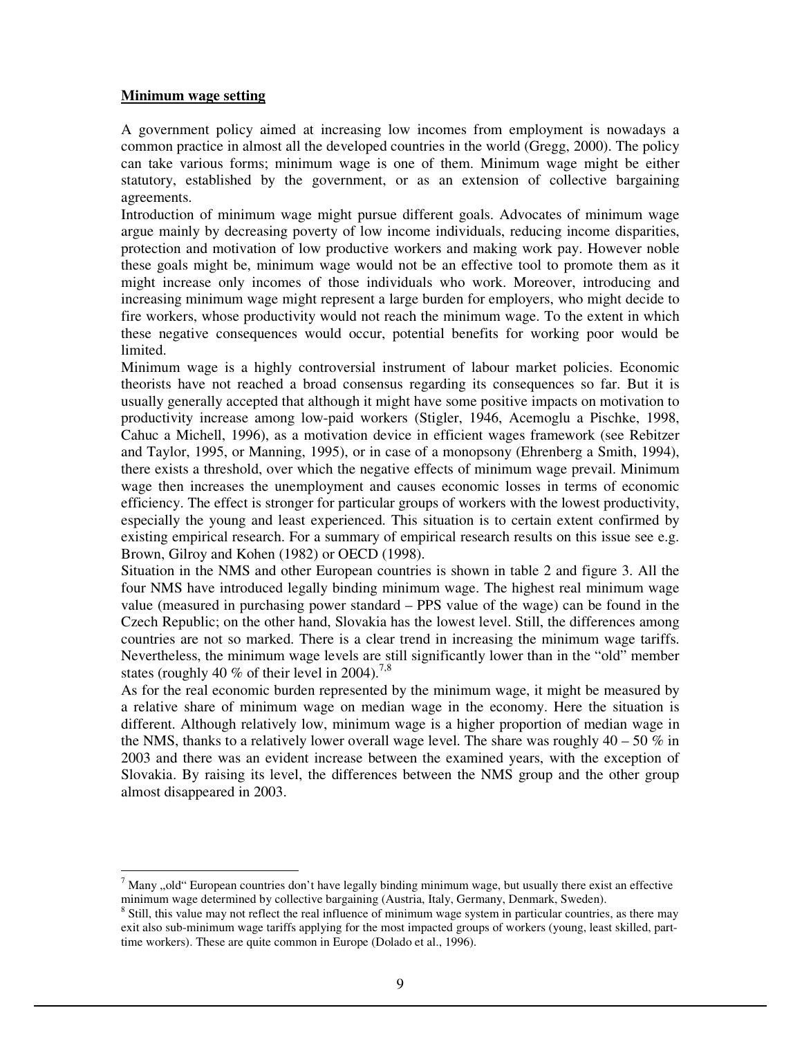**Minimum wage setting**

A government policy aimed at increasing low incomes from employment is nowadays a common practice in almost all the developed countries in the world (Gregg, 2000). The policy can take various forms; minimum wage is one of them. Minimum wage might be either statutory, established by the government, or as an extension of collective bargaining agreements.

Introduction of minimum wage might pursue different goals. Advocates of minimum wage argue mainly by decreasing poverty of low income individuals, reducing income disparities, protection and motivation of low productive workers and making work pay. However noble these goals might be, minimum wage would not be an effective tool to promote them as it might increase only incomes of those individuals who work. Moreover, introducing and increasing minimum wage might represent a large burden for employers, who might decide to fire workers, whose productivity would not reach the minimum wage. To the extent in which these negative consequences would occur, potential benefits for working poor would be limited.

Minimum wage is a highly controversial instrument of labour market policies. Economic theorists have not reached a broad consensus regarding its consequences so far. But it is usually generally accepted that although it might have some positive impacts on motivation to productivity increase among low-paid workers (Stigler, 1946, Acemoglu a Pischke, 1998, Cahuc a Michell, 1996), as a motivation device in efficient wages framework (see Rebitzer and Taylor, 1995, or Manning, 1995), or in case of a monopsony (Ehrenberg a Smith, 1994), there exists a threshold, over which the negative effects of minimum wage prevail. Minimum wage then increases the unemployment and causes economic losses in terms of economic efficiency. The effect is stronger for particular groups of workers with the lowest productivity, especially the young and least experienced. This situation is to certain extent confirmed by existing empirical research. For a summary of empirical research results on this issue see e.g. Brown, Gilroy and Kohen (1982) or OECD (1998).

Situation in the NMS and other European countries is shown in table 2 and figure 3. All the four NMS have introduced legally binding minimum wage. The highest real minimum wage value (measured in purchasing power standard – PPS value of the wage) can be found in the Czech Republic; on the other hand, Slovakia has the lowest level. Still, the differences among countries are not so marked. There is a clear trend in increasing the minimum wage tariffs. Nevertheless, the minimum wage levels are still significantly lower than in the "old" member states (roughly 40 % of their level in 2004).[7,8]

As for the real economic burden represented by the minimum wage, it might be measured by a relative share of minimum wage on median wage in the economy. Here the situation is different. Although relatively low, minimum wage is a higher proportion of median wage in the NMS, thanks to a relatively lower overall wage level. The share was roughly 40 – 50 % in 2003 and there was an evident increase between the examined years, with the exception of Slovakia. By raising its level, the differences between the NMS group and the other group almost disappeared in 2003.

---

[7] Many „old" European countries don't have legally binding minimum wage, but usually there exist an effective minimum wage determined by collective bargaining (Austria, Italy, Germany, Denmark, Sweden).

[8] Still, this value may not reflect the real influence of minimum wage system in particular countries, as there may exit also sub-minimum wage tariffs applying for the most impacted groups of workers (young, least skilled, part-time workers). These are quite common in Europe (Dolado et al., 1996).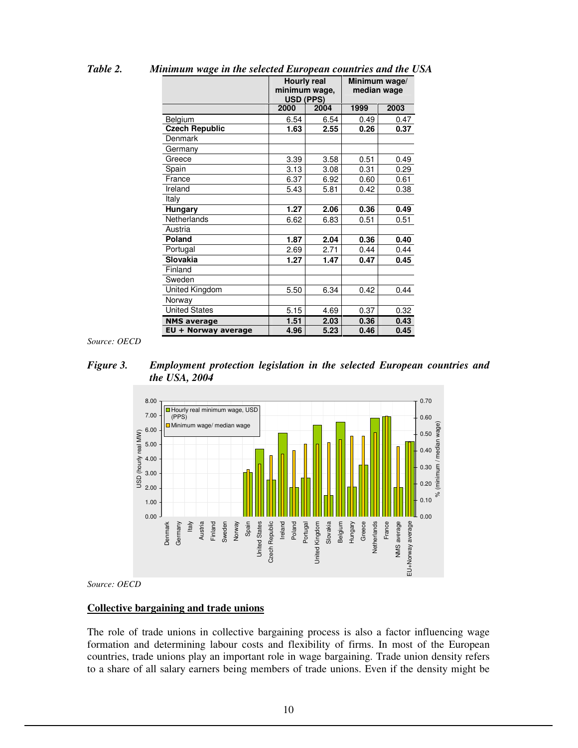*Table 2. Minimum wage in the selected European countries and the USA*

| | Hourly real minimum wage, USD (PPS) | | Minimum wage/ median wage | |
|---|---|---|---|---|
| | 2000 | 2004 | 1999 | 2003 |
| Belgium | 6.54 | 6.54 | 0.49 | 0.47 |
| **Czech Republic** | **1.63** | **2.55** | **0.26** | **0.37** |
| Denmark | | | | |
| Germany | | | | |
| Greece | 3.39 | 3.58 | 0.51 | 0.49 |
| Spain | 3.13 | 3.08 | 0.31 | 0.29 |
| France | 6.37 | 6.92 | 0.60 | 0.61 |
| Ireland | 5.43 | 5.81 | 0.42 | 0.38 |
| Italy | | | | |
| **Hungary** | **1.27** | **2.06** | **0.36** | **0.49** |
| Netherlands | 6.62 | 6.83 | 0.51 | 0.51 |
| Austria | | | | |
| **Poland** | **1.87** | **2.04** | **0.36** | **0.40** |
| Portugal | 2.69 | 2.71 | 0.44 | 0.44 |
| **Slovakia** | **1.27** | **1.47** | **0.47** | **0.45** |
| Finland | | | | |
| Sweden | | | | |
| United Kingdom | 5.50 | 6.34 | 0.42 | 0.44 |
| Norway | | | | |
| United States | 5.15 | 4.69 | 0.37 | 0.32 |
| **NMS average** | **1.51** | **2.03** | **0.36** | **0.43** |
| **EU + Norway average** | **4.96** | **5.23** | **0.46** | **0.45** |

*Source: OECD*

*Figure 3. Employment protection legislation in the selected European countries and the USA, 2004*

*Source: OECD*

## Collective bargaining and trade unions

The role of trade unions in collective bargaining process is also a factor influencing wage formation and determining labour costs and flexibility of firms. In most of the European countries, trade unions play an important role in wage bargaining. Trade union density refers to a share of all salary earners being members of trade unions. Even if the density might be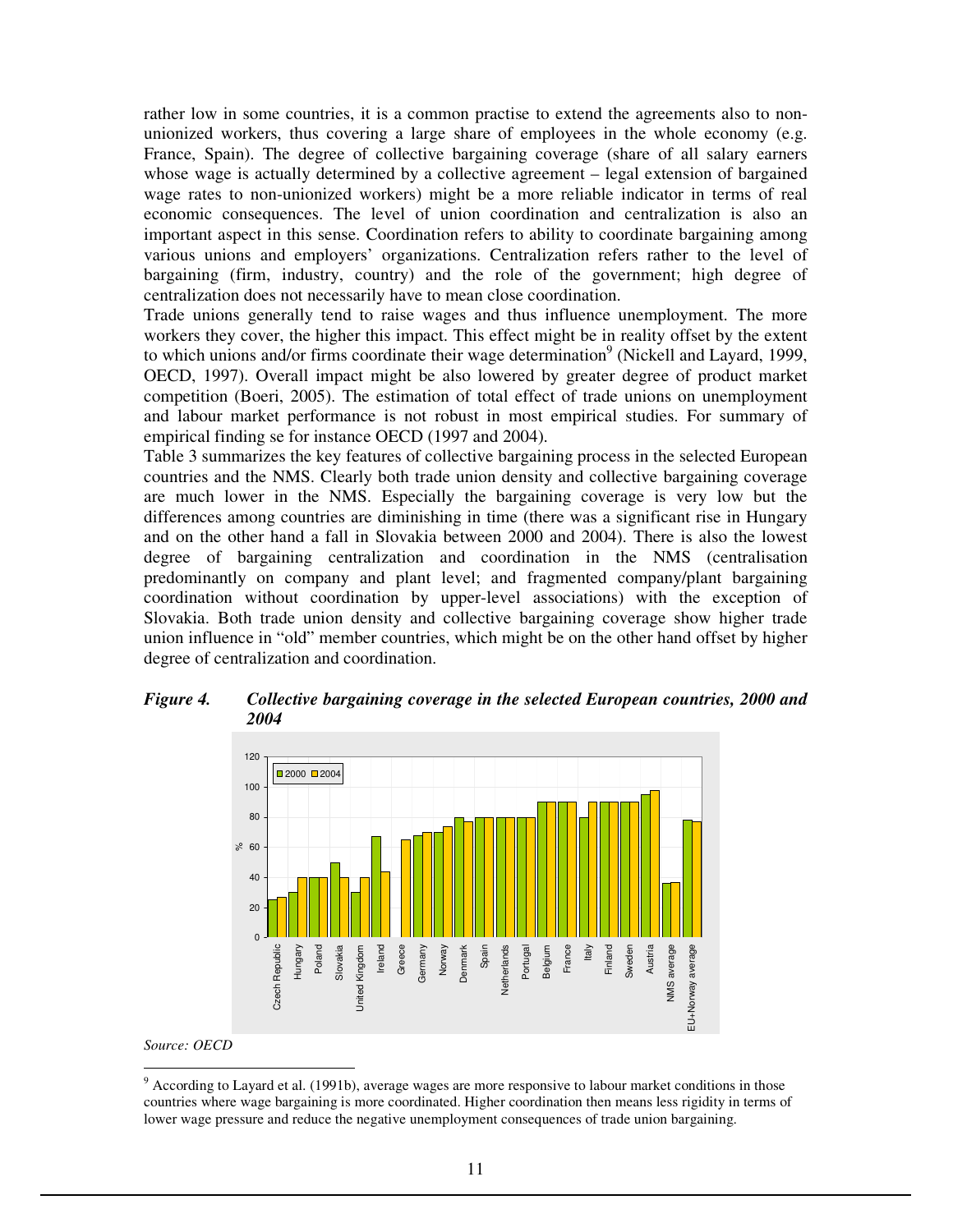rather low in some countries, it is a common practise to extend the agreements also to non-unionized workers, thus covering a large share of employees in the whole economy (e.g. France, Spain). The degree of collective bargaining coverage (share of all salary earners whose wage is actually determined by a collective agreement – legal extension of bargained wage rates to non-unionized workers) might be a more reliable indicator in terms of real economic consequences. The level of union coordination and centralization is also an important aspect in this sense. Coordination refers to ability to coordinate bargaining among various unions and employers' organizations. Centralization refers rather to the level of bargaining (firm, industry, country) and the role of the government; high degree of centralization does not necessarily have to mean close coordination.

Trade unions generally tend to raise wages and thus influence unemployment. The more workers they cover, the higher this impact. This effect might be in reality offset by the extent to which unions and/or firms coordinate their wage determination[9] (Nickell and Layard, 1999, OECD, 1997). Overall impact might be also lowered by greater degree of product market competition (Boeri, 2005). The estimation of total effect of trade unions on unemployment and labour market performance is not robust in most empirical studies. For summary of empirical finding se for instance OECD (1997 and 2004).

Table 3 summarizes the key features of collective bargaining process in the selected European countries and the NMS. Clearly both trade union density and collective bargaining coverage are much lower in the NMS. Especially the bargaining coverage is very low but the differences among countries are diminishing in time (there was a significant rise in Hungary and on the other hand a fall in Slovakia between 2000 and 2004). There is also the lowest degree of bargaining centralization and coordination in the NMS (centralisation predominantly on company and plant level; and fragmented company/plant bargaining coordination without coordination by upper-level associations) with the exception of Slovakia. Both trade union density and collective bargaining coverage show higher trade union influence in "old" member countries, which might be on the other hand offset by higher degree of centralization and coordination.

***Figure 4. Collective bargaining coverage in the selected European countries, 2000 and 2004***

*Source: OECD*

[9] According to Layard et al. (1991b), average wages are more responsive to labour market conditions in those countries where wage bargaining is more coordinated. Higher coordination then means less rigidity in terms of lower wage pressure and reduce the negative unemployment consequences of trade union bargaining.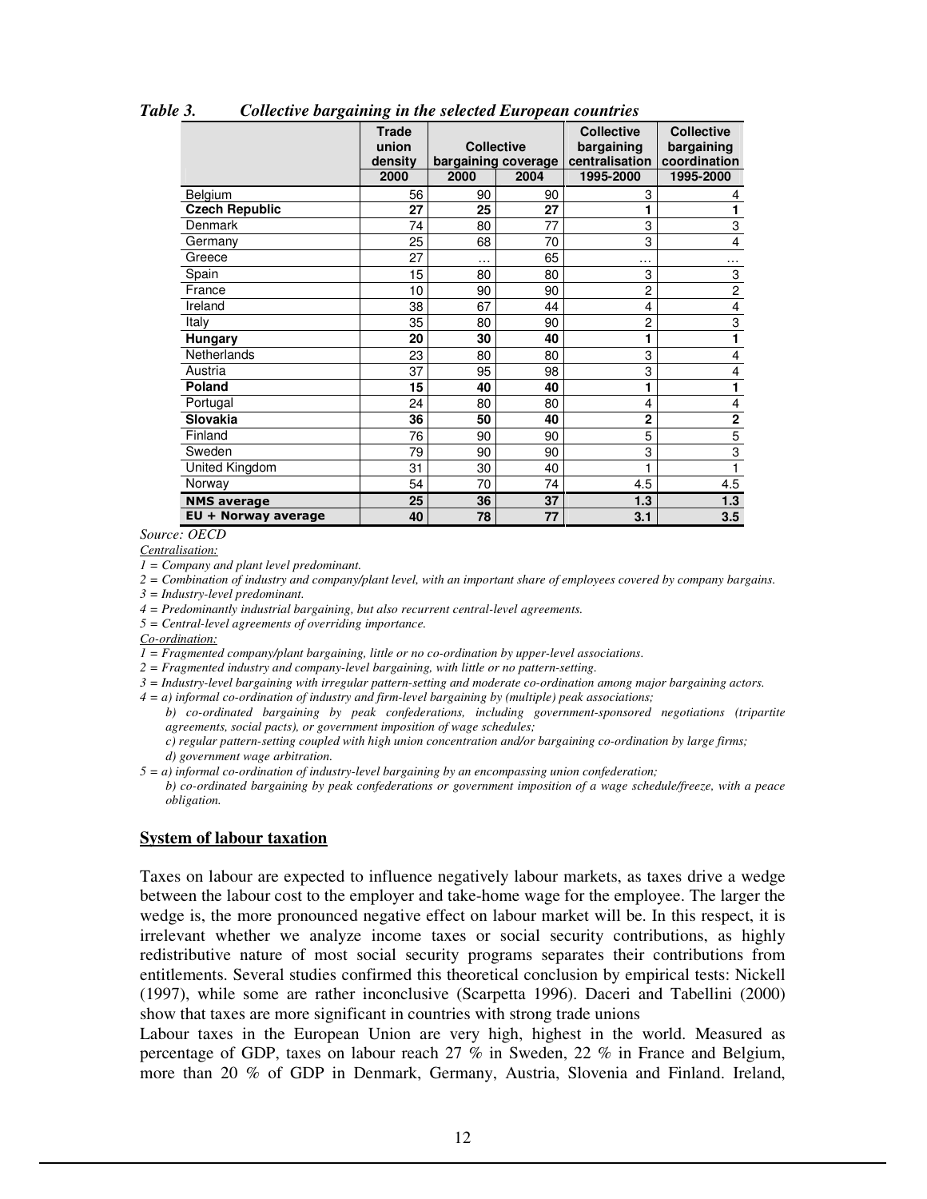*Table 3. Collective bargaining in the selected European countries*

| | Trade union density | Collective bargaining coverage | | Collective bargaining centralisation | Collective bargaining coordination |
|---|---|---|---|---|---|
| | 2000 | 2000 | 2004 | 1995-2000 | 1995-2000 |
| Belgium | 56 | 90 | 90 | 3 | 4 |
| **Czech Republic** | **27** | **25** | **27** | **1** | **1** |
| Denmark | 74 | 80 | 77 | 3 | 3 |
| Germany | 25 | 68 | 70 | 3 | 4 |
| Greece | 27 | … | 65 | … | … |
| Spain | 15 | 80 | 80 | 3 | 3 |
| France | 10 | 90 | 90 | 2 | 2 |
| Ireland | 38 | 67 | 44 | 4 | 4 |
| Italy | 35 | 80 | 90 | 2 | 3 |
| **Hungary** | **20** | **30** | **40** | **1** | **1** |
| Netherlands | 23 | 80 | 80 | 3 | 4 |
| Austria | 37 | 95 | 98 | 3 | 4 |
| **Poland** | **15** | **40** | **40** | **1** | **1** |
| Portugal | 24 | 80 | 80 | 4 | 4 |
| **Slovakia** | **36** | **50** | **40** | **2** | **2** |
| Finland | 76 | 90 | 90 | 5 | 5 |
| Sweden | 79 | 90 | 90 | 3 | 3 |
| United Kingdom | 31 | 30 | 40 | 1 | 1 |
| Norway | 54 | 70 | 74 | 4.5 | 4.5 |
| **NMS average** | **25** | **36** | **37** | **1.3** | **1.3** |
| **EU + Norway average** | **40** | **78** | **77** | **3.1** | **3.5** |

*Source: OECD*

*Centralisation:*

*1 = Company and plant level predominant.*

*2 = Combination of industry and company/plant level, with an important share of employees covered by company bargains.*

*3 = Industry-level predominant.*

*4 = Predominantly industrial bargaining, but also recurrent central-level agreements.*

*5 = Central-level agreements of overriding importance.*

*Co-ordination:*

*1 = Fragmented company/plant bargaining, little or no co-ordination by upper-level associations.*

*2 = Fragmented industry and company-level bargaining, with little or no pattern-setting.*

*3 = Industry-level bargaining with irregular pattern-setting and moderate co-ordination among major bargaining actors.*

*4 = a) informal co-ordination of industry and firm-level bargaining by (multiple) peak associations;*
*b) co-ordinated bargaining by peak confederations, including government-sponsored negotiations (tripartite agreements, social pacts), or government imposition of wage schedules;*
*c) regular pattern-setting coupled with high union concentration and/or bargaining co-ordination by large firms;*
*d) government wage arbitration.*

*5 = a) informal co-ordination of industry-level bargaining by an encompassing union confederation;*
*b) co-ordinated bargaining by peak confederations or government imposition of a wage schedule/freeze, with a peace obligation.*

## System of labour taxation

Taxes on labour are expected to influence negatively labour markets, as taxes drive a wedge between the labour cost to the employer and take-home wage for the employee. The larger the wedge is, the more pronounced negative effect on labour market will be. In this respect, it is irrelevant whether we analyze income taxes or social security contributions, as highly redistributive nature of most social security programs separates their contributions from entitlements. Several studies confirmed this theoretical conclusion by empirical tests: Nickell (1997), while some are rather inconclusive (Scarpetta 1996). Daceri and Tabellini (2000) show that taxes are more significant in countries with strong trade unions

Labour taxes in the European Union are very high, highest in the world. Measured as percentage of GDP, taxes on labour reach 27 % in Sweden, 22 % in France and Belgium, more than 20 % of GDP in Denmark, Germany, Austria, Slovenia and Finland. Ireland,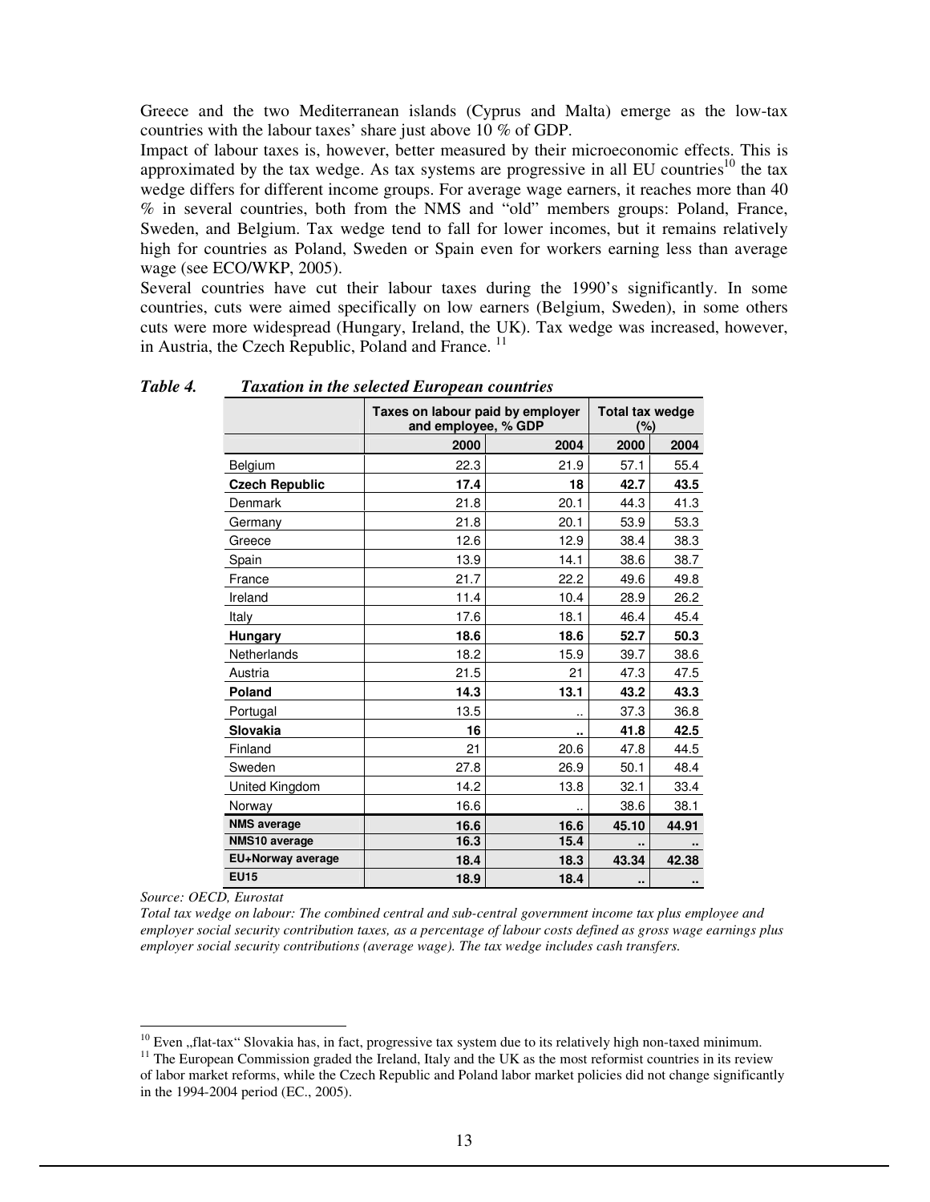Greece and the two Mediterranean islands (Cyprus and Malta) emerge as the low-tax countries with the labour taxes' share just above 10 % of GDP.

Impact of labour taxes is, however, better measured by their microeconomic effects. This is approximated by the tax wedge. As tax systems are progressive in all EU countries[10] the tax wedge differs for different income groups. For average wage earners, it reaches more than 40 % in several countries, both from the NMS and "old" members groups: Poland, France, Sweden, and Belgium. Tax wedge tend to fall for lower incomes, but it remains relatively high for countries as Poland, Sweden or Spain even for workers earning less than average wage (see ECO/WKP, 2005).

Several countries have cut their labour taxes during the 1990's significantly. In some countries, cuts were aimed specifically on low earners (Belgium, Sweden), in some others cuts were more widespread (Hungary, Ireland, the UK). Tax wedge was increased, however, in Austria, the Czech Republic, Poland and France.[11]

***Table 4. Taxation in the selected European countries***

| | Taxes on labour paid by employer and employee, % GDP | | Total tax wedge (%) | |
|---|---|---|---|---|
| | 2000 | 2004 | 2000 | 2004 |
| Belgium | 22.3 | 21.9 | 57.1 | 55.4 |
| **Czech Republic** | **17.4** | **18** | **42.7** | **43.5** |
| Denmark | 21.8 | 20.1 | 44.3 | 41.3 |
| Germany | 21.8 | 20.1 | 53.9 | 53.3 |
| Greece | 12.6 | 12.9 | 38.4 | 38.3 |
| Spain | 13.9 | 14.1 | 38.6 | 38.7 |
| France | 21.7 | 22.2 | 49.6 | 49.8 |
| Ireland | 11.4 | 10.4 | 28.9 | 26.2 |
| Italy | 17.6 | 18.1 | 46.4 | 45.4 |
| **Hungary** | **18.6** | **18.6** | **52.7** | **50.3** |
| Netherlands | 18.2 | 15.9 | 39.7 | 38.6 |
| Austria | 21.5 | 21 | 47.3 | 47.5 |
| **Poland** | **14.3** | **13.1** | **43.2** | **43.3** |
| Portugal | 13.5 | .. | 37.3 | 36.8 |
| **Slovakia** | **16** | **..** | **41.8** | **42.5** |
| Finland | 21 | 20.6 | 47.8 | 44.5 |
| Sweden | 27.8 | 26.9 | 50.1 | 48.4 |
| United Kingdom | 14.2 | 13.8 | 32.1 | 33.4 |
| Norway | 16.6 | .. | 38.6 | 38.1 |
| **NMS average** | **16.6** | **16.6** | **45.10** | **44.91** |
| **NMS10 average** | **16.3** | **15.4** | **..** | **..** |
| **EU+Norway average** | **18.4** | **18.3** | **43.34** | **42.38** |
| **EU15** | **18.9** | **18.4** | **..** | **..** |

*Source: OECD, Eurostat*

*Total tax wedge on labour: The combined central and sub-central government income tax plus employee and employer social security contribution taxes, as a percentage of labour costs defined as gross wage earnings plus employer social security contributions (average wage). The tax wedge includes cash transfers.*

---

[10] Even „flat-tax" Slovakia has, in fact, progressive tax system due to its relatively high non-taxed minimum.

[11] The European Commission graded the Ireland, Italy and the UK as the most reformist countries in its review of labor market reforms, while the Czech Republic and Poland labor market policies did not change significantly in the 1994-2004 period (EC., 2005).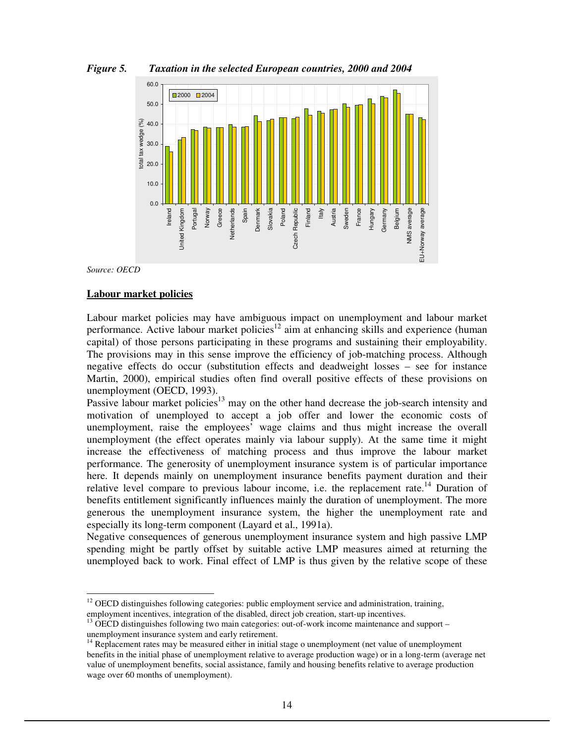*Figure 5. Taxation in the selected European countries, 2000 and 2004*

*Source: OECD*

**Labour market policies**

Labour market policies may have ambiguous impact on unemployment and labour market performance. Active labour market policies[12] aim at enhancing skills and experience (human capital) of those persons participating in these programs and sustaining their employability. The provisions may in this sense improve the efficiency of job-matching process. Although negative effects do occur (substitution effects and deadweight losses – see for instance Martin, 2000), empirical studies often find overall positive effects of these provisions on unemployment (OECD, 1993).

Passive labour market policies[13] may on the other hand decrease the job-search intensity and motivation of unemployed to accept a job offer and lower the economic costs of unemployment, raise the employees' wage claims and thus might increase the overall unemployment (the effect operates mainly via labour supply). At the same time it might increase the effectiveness of matching process and thus improve the labour market performance. The generosity of unemployment insurance system is of particular importance here. It depends mainly on unemployment insurance benefits payment duration and their relative level compare to previous labour income, i.e. the replacement rate.[14] Duration of benefits entitlement significantly influences mainly the duration of unemployment. The more generous the unemployment insurance system, the higher the unemployment rate and especially its long-term component (Layard et al., 1991a).

Negative consequences of generous unemployment insurance system and high passive LMP spending might be partly offset by suitable active LMP measures aimed at returning the unemployed back to work. Final effect of LMP is thus given by the relative scope of these

---

[12] OECD distinguishes following categories: public employment service and administration, training, employment incentives, integration of the disabled, direct job creation, start-up incentives.

[13] OECD distinguishes following two main categories: out-of-work income maintenance and support – unemployment insurance system and early retirement.

[14] Replacement rates may be measured either in initial stage o unemployment (net value of unemployment benefits in the initial phase of unemployment relative to average production wage) or in a long-term (average net value of unemployment benefits, social assistance, family and housing benefits relative to average production wage over 60 months of unemployment).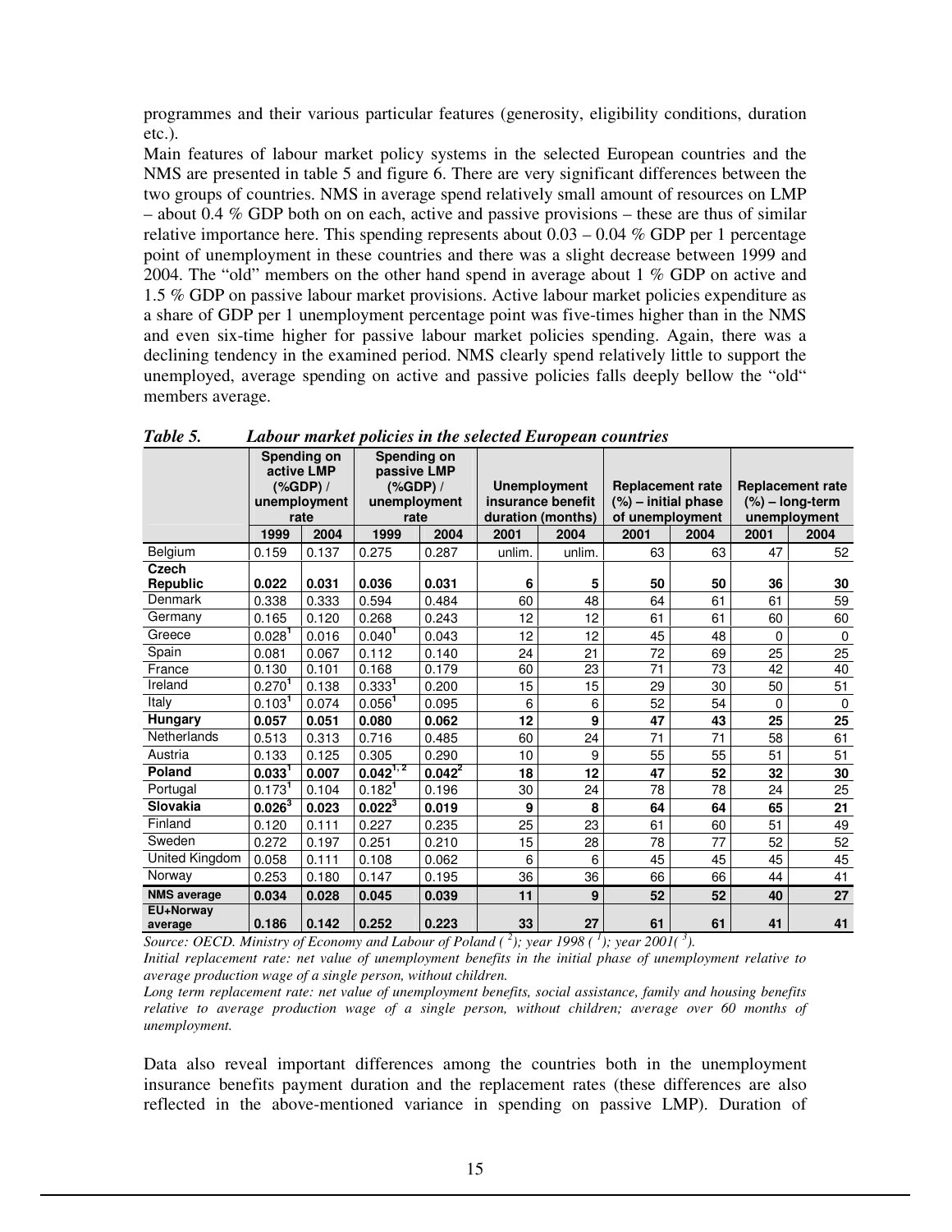programmes and their various particular features (generosity, eligibility conditions, duration etc.).

Main features of labour market policy systems in the selected European countries and the NMS are presented in table 5 and figure 6. There are very significant differences between the two groups of countries. NMS in average spend relatively small amount of resources on LMP – about 0.4 % GDP both on on each, active and passive provisions – these are thus of similar relative importance here. This spending represents about 0.03 – 0.04 % GDP per 1 percentage point of unemployment in these countries and there was a slight decrease between 1999 and 2004. The "old" members on the other hand spend in average about 1 % GDP on active and 1.5 % GDP on passive labour market provisions. Active labour market policies expenditure as a share of GDP per 1 unemployment percentage point was five-times higher than in the NMS and even six-time higher for passive labour market policies spending. Again, there was a declining tendency in the examined period. NMS clearly spend relatively little to support the unemployed, average spending on active and passive policies falls deeply bellow the "old" members average.

***Table 5. Labour market policies in the selected European countries***

| | Spending on active LMP (%GDP) / unemployment rate | | Spending on passive LMP (%GDP) / unemployment rate | | Unemployment insurance benefit duration (months) | | Replacement rate (%) – initial phase of unemployment | | Replacement rate (%) – long-term unemployment | |
|---|---|---|---|---|---|---|---|---|---|---|
| | 1999 | 2004 | 1999 | 2004 | 2001 | 2004 | 2001 | 2004 | 2001 | 2004 |
| Belgium | 0.159 | 0.137 | 0.275 | 0.287 | unlim. | unlim. | 63 | 63 | 47 | 52 |
| **Czech Republic** | **0.022** | **0.031** | **0.036** | **0.031** | **6** | **5** | **50** | **50** | **36** | **30** |
| Denmark | 0.338 | 0.333 | 0.594 | 0.484 | 60 | 48 | 64 | 61 | 61 | 59 |
| Germany | 0.165 | 0.120 | 0.268 | 0.243 | 12 | 12 | 61 | 61 | 60 | 60 |
| Greece | 0.028[1] | 0.016 | 0.040[1] | 0.043 | 12 | 12 | 45 | 48 | 0 | 0 |
| Spain | 0.081 | 0.067 | 0.112 | 0.140 | 24 | 21 | 72 | 69 | 25 | 25 |
| France | 0.130 | 0.101 | 0.168 | 0.179 | 60 | 23 | 71 | 73 | 42 | 40 |
| Ireland | 0.270[1] | 0.138 | 0.333[1] | 0.200 | 15 | 15 | 29 | 30 | 50 | 51 |
| Italy | 0.103[1] | 0.074 | 0.056[1] | 0.095 | 6 | 6 | 52 | 54 | 0 | 0 |
| **Hungary** | **0.057** | **0.051** | **0.080** | **0.062** | **12** | **9** | **47** | **43** | **25** | **25** |
| Netherlands | 0.513 | 0.313 | 0.716 | 0.485 | 60 | 24 | 71 | 71 | 58 | 61 |
| Austria | 0.133 | 0.125 | 0.305 | 0.290 | 10 | 9 | 55 | 55 | 51 | 51 |
| **Poland** | **0.033[1]** | **0.007** | **0.042[1, 2]** | **0.042[2]** | **18** | **12** | **47** | **52** | **32** | **30** |
| Portugal | 0.173[1] | 0.104 | 0.182[1] | 0.196 | 30 | 24 | 78 | 78 | 24 | 25 |
| **Slovakia** | **0.026[3]** | **0.023** | **0.022[3]** | **0.019** | **9** | **8** | **64** | **64** | **65** | **21** |
| Finland | 0.120 | 0.111 | 0.227 | 0.235 | 25 | 23 | 61 | 60 | 51 | 49 |
| Sweden | 0.272 | 0.197 | 0.251 | 0.210 | 15 | 28 | 78 | 77 | 52 | 52 |
| United Kingdom | 0.058 | 0.111 | 0.108 | 0.062 | 6 | 6 | 45 | 45 | 45 | 45 |
| Norway | 0.253 | 0.180 | 0.147 | 0.195 | 36 | 36 | 66 | 66 | 44 | 41 |
| **NMS average** | **0.034** | **0.028** | **0.045** | **0.039** | **11** | **9** | **52** | **52** | **40** | **27** |
| **EU+Norway average** | **0.186** | **0.142** | **0.252** | **0.223** | **33** | **27** | **61** | **61** | **41** | **41** |

*Source: OECD. Ministry of Economy and Labour of Poland ([2]); year 1998 ([1]); year 2001([3]).*

*Initial replacement rate: net value of unemployment benefits in the initial phase of unemployment relative to average production wage of a single person, without children.*

*Long term replacement rate: net value of unemployment benefits, social assistance, family and housing benefits relative to average production wage of a single person, without children; average over 60 months of unemployment.*

Data also reveal important differences among the countries both in the unemployment insurance benefits payment duration and the replacement rates (these differences are also reflected in the above-mentioned variance in spending on passive LMP). Duration of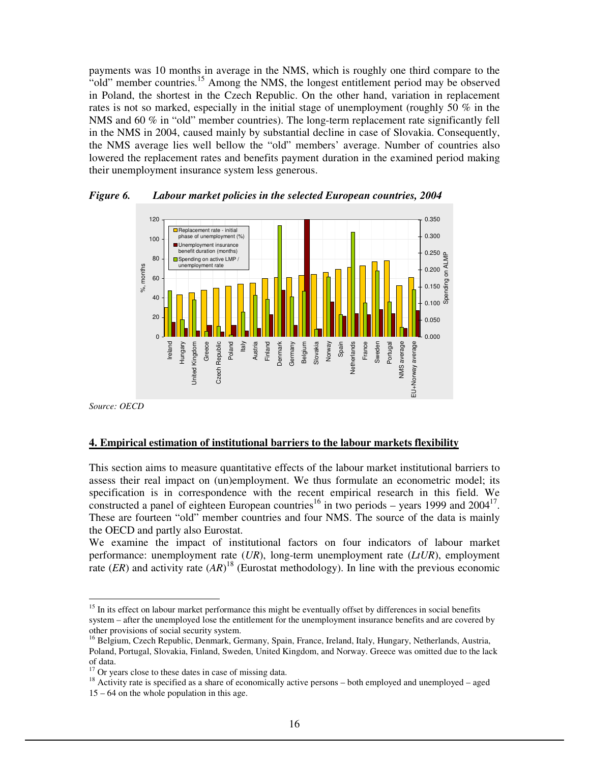payments was 10 months in average in the NMS, which is roughly one third compare to the "old" member countries.[15] Among the NMS, the longest entitlement period may be observed in Poland, the shortest in the Czech Republic. On the other hand, variation in replacement rates is not so marked, especially in the initial stage of unemployment (roughly 50 % in the NMS and 60 % in "old" member countries). The long-term replacement rate significantly fell in the NMS in 2004, caused mainly by substantial decline in case of Slovakia. Consequently, the NMS average lies well bellow the "old" members' average. Number of countries also lowered the replacement rates and benefits payment duration in the examined period making their unemployment insurance system less generous.

***Figure 6. Labour market policies in the selected European countries, 2004***

*Source: OECD*

## 4. Empirical estimation of institutional barriers to the labour markets flexibility

This section aims to measure quantitative effects of the labour market institutional barriers to assess their real impact on (un)employment. We thus formulate an econometric model; its specification is in correspondence with the recent empirical research in this field. We constructed a panel of eighteen European countries[16] in two periods – years 1999 and 2004[17]. These are fourteen "old" member countries and four NMS. The source of the data is mainly the OECD and partly also Eurostat.

We examine the impact of institutional factors on four indicators of labour market performance: unemployment rate (*UR*), long-term unemployment rate (*LtUR*), employment rate (*ER*) and activity rate (*AR*)[18] (Eurostat methodology). In line with the previous economic

---

[15] In its effect on labour market performance this might be eventually offset by differences in social benefits system – after the unemployed lose the entitlement for the unemployment insurance benefits and are covered by other provisions of social security system.

[16] Belgium, Czech Republic, Denmark, Germany, Spain, France, Ireland, Italy, Hungary, Netherlands, Austria, Poland, Portugal, Slovakia, Finland, Sweden, United Kingdom, and Norway. Greece was omitted due to the lack of data.

[17] Or years close to these dates in case of missing data.

[18] Activity rate is specified as a share of economically active persons – both employed and unemployed – aged 15 – 64 on the whole population in this age.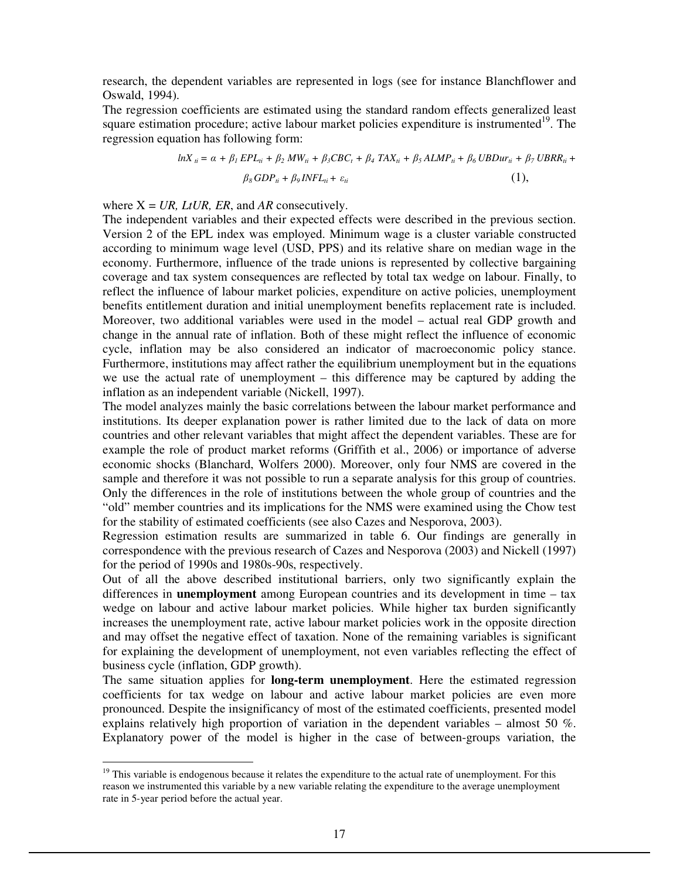research, the dependent variables are represented in logs (see for instance Blanchflower and Oswald, 1994).

The regression coefficients are estimated using the standard random effects generalized least square estimation procedure; active labour market policies expenditure is instrumented[19]. The regression equation has following form:

$$lnX_{ti} = \alpha + \beta_1 EPL_{ti} + \beta_2 MW_{ti} + \beta_3 CBC_t + \beta_4 TAX_{ti} + \beta_5 ALMP_{ti} + \beta_6 UBDur_{ti} + \beta_7 UBRR_{ti} + \beta_8 GDP_{ti} + \beta_9 INFL_{ti} + \varepsilon_{ti} \quad (1),$$

where X = *UR, LtUR, ER*, and *AR* consecutively.

The independent variables and their expected effects were described in the previous section. Version 2 of the EPL index was employed. Minimum wage is a cluster variable constructed according to minimum wage level (USD, PPS) and its relative share on median wage in the economy. Furthermore, influence of the trade unions is represented by collective bargaining coverage and tax system consequences are reflected by total tax wedge on labour. Finally, to reflect the influence of labour market policies, expenditure on active policies, unemployment benefits entitlement duration and initial unemployment benefits replacement rate is included. Moreover, two additional variables were used in the model – actual real GDP growth and change in the annual rate of inflation. Both of these might reflect the influence of economic cycle, inflation may be also considered an indicator of macroeconomic policy stance. Furthermore, institutions may affect rather the equilibrium unemployment but in the equations we use the actual rate of unemployment – this difference may be captured by adding the inflation as an independent variable (Nickell, 1997).

The model analyzes mainly the basic correlations between the labour market performance and institutions. Its deeper explanation power is rather limited due to the lack of data on more countries and other relevant variables that might affect the dependent variables. These are for example the role of product market reforms (Griffith et al., 2006) or importance of adverse economic shocks (Blanchard, Wolfers 2000). Moreover, only four NMS are covered in the sample and therefore it was not possible to run a separate analysis for this group of countries. Only the differences in the role of institutions between the whole group of countries and the "old" member countries and its implications for the NMS were examined using the Chow test for the stability of estimated coefficients (see also Cazes and Nesporova, 2003).

Regression estimation results are summarized in table 6. Our findings are generally in correspondence with the previous research of Cazes and Nesporova (2003) and Nickell (1997) for the period of 1990s and 1980s-90s, respectively.

Out of all the above described institutional barriers, only two significantly explain the differences in **unemployment** among European countries and its development in time – tax wedge on labour and active labour market policies. While higher tax burden significantly increases the unemployment rate, active labour market policies work in the opposite direction and may offset the negative effect of taxation. None of the remaining variables is significant for explaining the development of unemployment, not even variables reflecting the effect of business cycle (inflation, GDP growth).

The same situation applies for **long-term unemployment**. Here the estimated regression coefficients for tax wedge on labour and active labour market policies are even more pronounced. Despite the insignificancy of most of the estimated coefficients, presented model explains relatively high proportion of variation in the dependent variables – almost 50 %. Explanatory power of the model is higher in the case of between-groups variation, the

[19] This variable is endogenous because it relates the expenditure to the actual rate of unemployment. For this reason we instrumented this variable by a new variable relating the expenditure to the average unemployment rate in 5-year period before the actual year.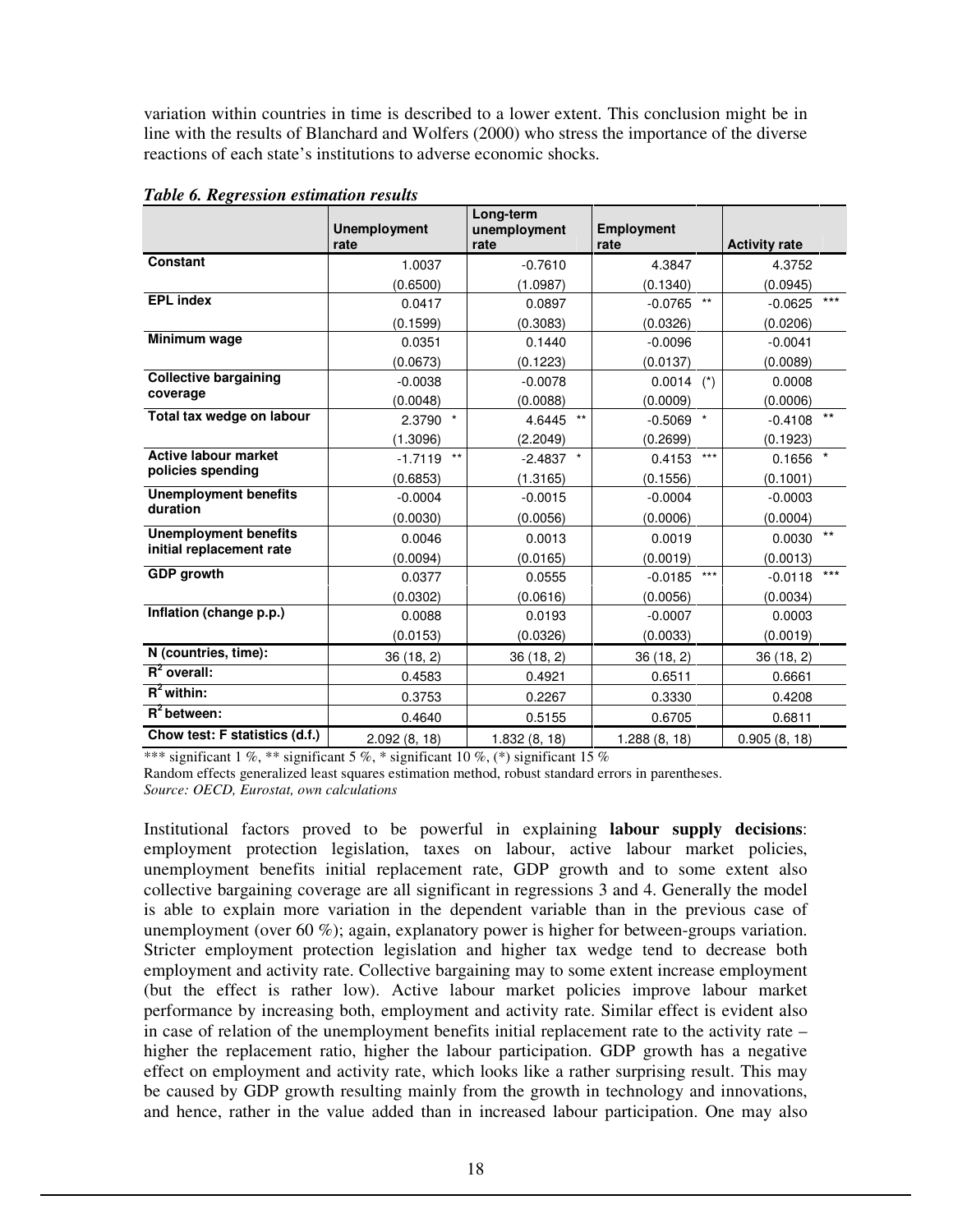variation within countries in time is described to a lower extent. This conclusion might be in line with the results of Blanchard and Wolfers (2000) who stress the importance of the diverse reactions of each state's institutions to adverse economic shocks.

***Table 6. Regression estimation results***

| | Unemployment rate | Long-term unemployment rate | Employment rate | Activity rate |
|---|---|---|---|---|
| **Constant** | 1.0037 | -0.7610 | 4.3847 | 4.3752 |
| | (0.6500) | (1.0987) | (0.1340) | (0.0945) |
| **EPL index** | 0.0417 | 0.0897 | -0.0765 ** | -0.0625 *** |
| | (0.1599) | (0.3083) | (0.0326) | (0.0206) |
| **Minimum wage** | 0.0351 | 0.1440 | -0.0096 | -0.0041 |
| | (0.0673) | (0.1223) | (0.0137) | (0.0089) |
| **Collective bargaining coverage** | -0.0038 | -0.0078 | 0.0014 (*) | 0.0008 |
| | (0.0048) | (0.0088) | (0.0009) | (0.0006) |
| **Total tax wedge on labour** | 2.3790 * | 4.6445 ** | -0.5069 * | -0.4108 ** |
| | (1.3096) | (2.2049) | (0.2699) | (0.1923) |
| **Active labour market policies spending** | -1.7119 ** | -2.4837 * | 0.4153 *** | 0.1656 * |
| | (0.6853) | (1.3165) | (0.1556) | (0.1001) |
| **Unemployment benefits duration** | -0.0004 | -0.0015 | -0.0004 | -0.0003 |
| | (0.0030) | (0.0056) | (0.0006) | (0.0004) |
| **Unemployment benefits initial replacement rate** | 0.0046 | 0.0013 | 0.0019 | 0.0030 ** |
| | (0.0094) | (0.0165) | (0.0019) | (0.0013) |
| **GDP growth** | 0.0377 | 0.0555 | -0.0185 *** | -0.0118 *** |
| | (0.0302) | (0.0616) | (0.0056) | (0.0034) |
| **Inflation (change p.p.)** | 0.0088 | 0.0193 | -0.0007 | 0.0003 |
| | (0.0153) | (0.0326) | (0.0033) | (0.0019) |
| **N (countries, time):** | 36 (18, 2) | 36 (18, 2) | 36 (18, 2) | 36 (18, 2) |
| **$R^2$ overall:** | 0.4583 | 0.4921 | 0.6511 | 0.6661 |
| **$R^2$ within:** | 0.3753 | 0.2267 | 0.3330 | 0.4208 |
| **$R^2$ between:** | 0.4640 | 0.5155 | 0.6705 | 0.6811 |
| **Chow test: F statistics (d.f.)** | 2.092 (8, 18) | 1.832 (8, 18) | 1.288 (8, 18) | 0.905 (8, 18) |

*** significant 1 %, ** significant 5 %, * significant 10 %, (*) significant 15 %

Random effects generalized least squares estimation method, robust standard errors in parentheses.

*Source: OECD, Eurostat, own calculations*

Institutional factors proved to be powerful in explaining **labour supply decisions**: employment protection legislation, taxes on labour, active labour market policies, unemployment benefits initial replacement rate, GDP growth and to some extent also collective bargaining coverage are all significant in regressions 3 and 4. Generally the model is able to explain more variation in the dependent variable than in the previous case of unemployment (over 60 %); again, explanatory power is higher for between-groups variation. Stricter employment protection legislation and higher tax wedge tend to decrease both employment and activity rate. Collective bargaining may to some extent increase employment (but the effect is rather low). Active labour market policies improve labour market performance by increasing both, employment and activity rate. Similar effect is evident also in case of relation of the unemployment benefits initial replacement rate to the activity rate – higher the replacement ratio, higher the labour participation. GDP growth has a negative effect on employment and activity rate, which looks like a rather surprising result. This may be caused by GDP growth resulting mainly from the growth in technology and innovations, and hence, rather in the value added than in increased labour participation. One may also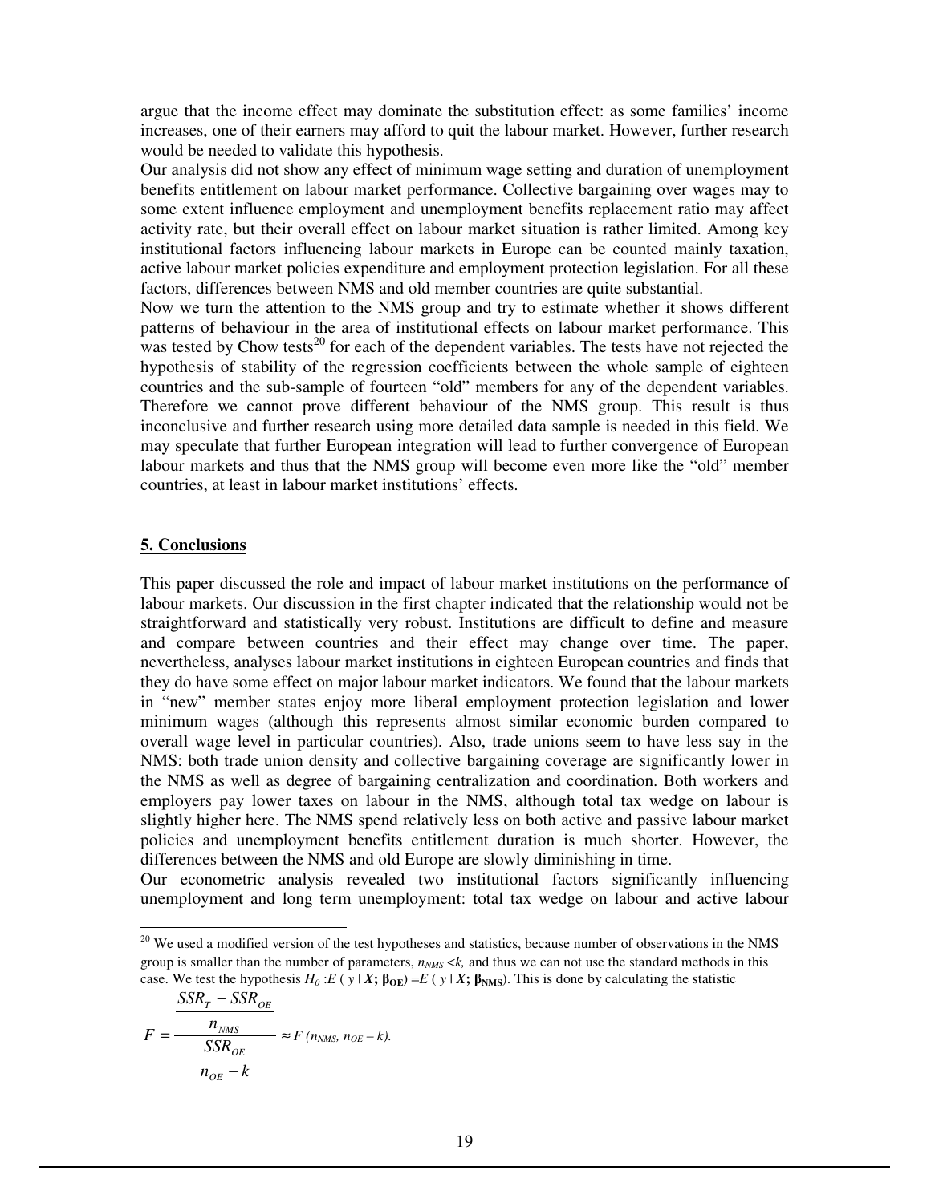argue that the income effect may dominate the substitution effect: as some families' income increases, one of their earners may afford to quit the labour market. However, further research would be needed to validate this hypothesis.

Our analysis did not show any effect of minimum wage setting and duration of unemployment benefits entitlement on labour market performance. Collective bargaining over wages may to some extent influence employment and unemployment benefits replacement ratio may affect activity rate, but their overall effect on labour market situation is rather limited. Among key institutional factors influencing labour markets in Europe can be counted mainly taxation, active labour market policies expenditure and employment protection legislation. For all these factors, differences between NMS and old member countries are quite substantial.

Now we turn the attention to the NMS group and try to estimate whether it shows different patterns of behaviour in the area of institutional effects on labour market performance. This was tested by Chow tests[20] for each of the dependent variables. The tests have not rejected the hypothesis of stability of the regression coefficients between the whole sample of eighteen countries and the sub-sample of fourteen "old" members for any of the dependent variables. Therefore we cannot prove different behaviour of the NMS group. This result is thus inconclusive and further research using more detailed data sample is needed in this field. We may speculate that further European integration will lead to further convergence of European labour markets and thus that the NMS group will become even more like the "old" member countries, at least in labour market institutions' effects.

## 5. Conclusions

This paper discussed the role and impact of labour market institutions on the performance of labour markets. Our discussion in the first chapter indicated that the relationship would not be straightforward and statistically very robust. Institutions are difficult to define and measure and compare between countries and their effect may change over time. The paper, nevertheless, analyses labour market institutions in eighteen European countries and finds that they do have some effect on major labour market indicators. We found that the labour markets in "new" member states enjoy more liberal employment protection legislation and lower minimum wages (although this represents almost similar economic burden compared to overall wage level in particular countries). Also, trade unions seem to have less say in the NMS: both trade union density and collective bargaining coverage are significantly lower in the NMS as well as degree of bargaining centralization and coordination. Both workers and employers pay lower taxes on labour in the NMS, although total tax wedge on labour is slightly higher here. The NMS spend relatively less on both active and passive labour market policies and unemployment benefits entitlement duration is much shorter. However, the differences between the NMS and old Europe are slowly diminishing in time.

Our econometric analysis revealed two institutional factors significantly influencing unemployment and long term unemployment: total tax wedge on labour and active labour

---

[20] We used a modified version of the test hypotheses and statistics, because number of observations in the NMS group is smaller than the number of parameters, $n_{NMS} < k$, and thus we can not use the standard methods in this case. We test the hypothesis $H_0 : E(y \mid \boldsymbol{X}; \boldsymbol{\beta}_{OE}) = E(y \mid \boldsymbol{X}; \boldsymbol{\beta}_{NMS})$. This is done by calculating the statistic

$$F = \frac{\dfrac{SSR_T - SSR_{OE}}{n_{NMS}}}{\dfrac{SSR_{OE}}{n_{OE} - k}} \approx F\,(n_{NMS},\, n_{OE} - k).$$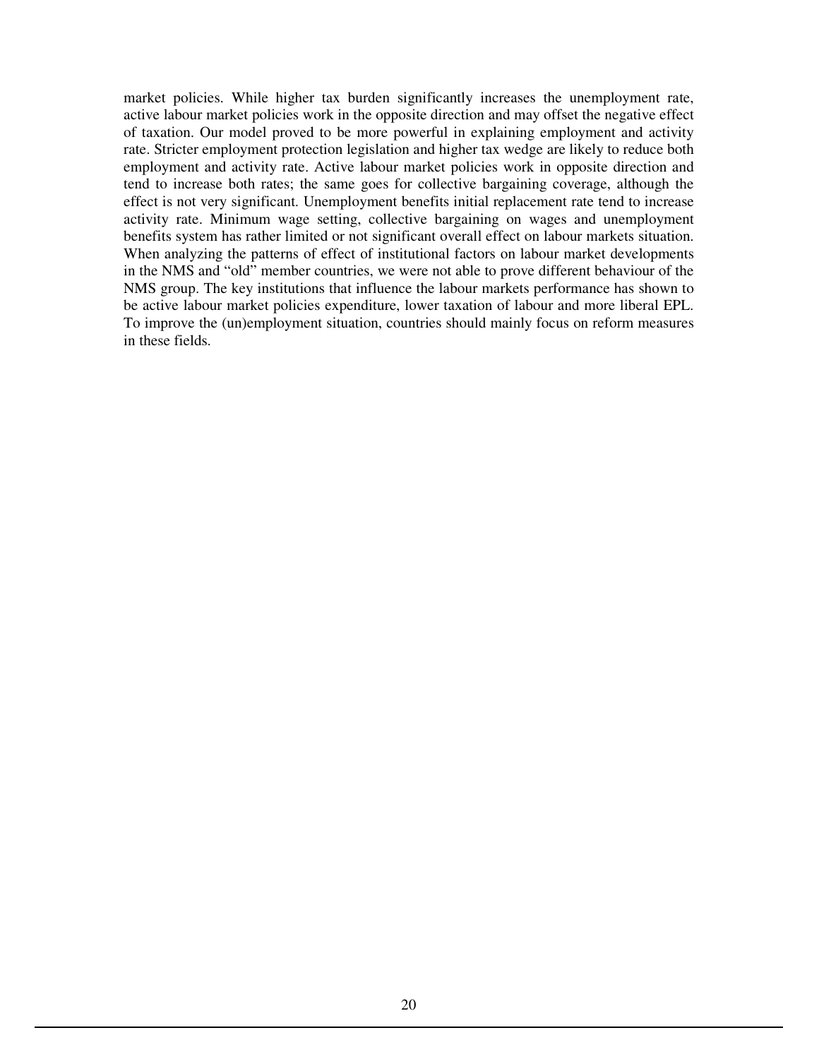market policies. While higher tax burden significantly increases the unemployment rate, active labour market policies work in the opposite direction and may offset the negative effect of taxation. Our model proved to be more powerful in explaining employment and activity rate. Stricter employment protection legislation and higher tax wedge are likely to reduce both employment and activity rate. Active labour market policies work in opposite direction and tend to increase both rates; the same goes for collective bargaining coverage, although the effect is not very significant. Unemployment benefits initial replacement rate tend to increase activity rate. Minimum wage setting, collective bargaining on wages and unemployment benefits system has rather limited or not significant overall effect on labour markets situation. When analyzing the patterns of effect of institutional factors on labour market developments in the NMS and "old" member countries, we were not able to prove different behaviour of the NMS group. The key institutions that influence the labour markets performance has shown to be active labour market policies expenditure, lower taxation of labour and more liberal EPL. To improve the (un)employment situation, countries should mainly focus on reform measures in these fields.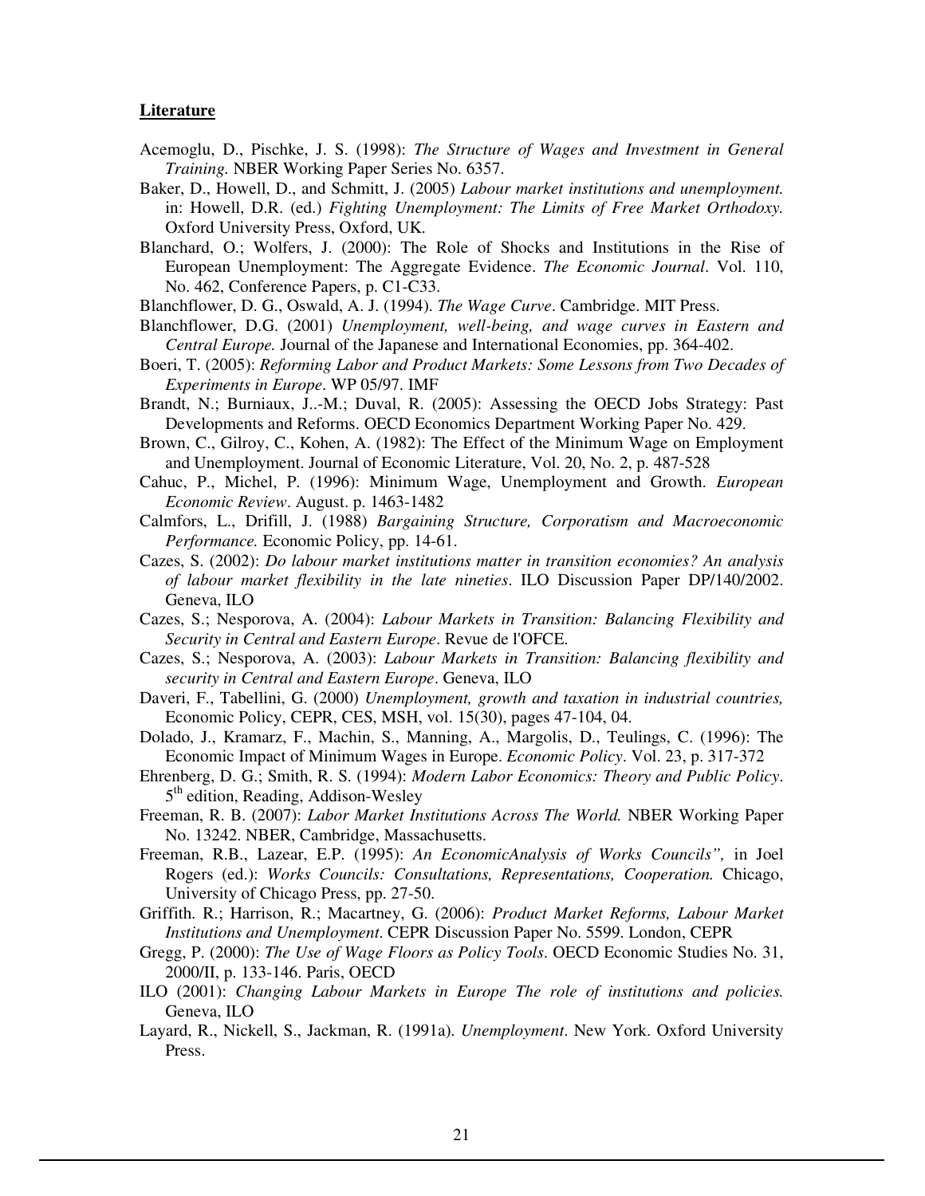**Literature**

Acemoglu, D., Pischke, J. S. (1998): *The Structure of Wages and Investment in General Training.* NBER Working Paper Series No. 6357.

Baker, D., Howell, D., and Schmitt, J. (2005) *Labour market institutions and unemployment.* in: Howell, D.R. (ed.) *Fighting Unemployment: The Limits of Free Market Orthodoxy.* Oxford University Press, Oxford, UK.

Blanchard, O.; Wolfers, J. (2000): The Role of Shocks and Institutions in the Rise of European Unemployment: The Aggregate Evidence. *The Economic Journal*. Vol. 110, No. 462, Conference Papers, p. C1-C33.

Blanchflower, D. G., Oswald, A. J. (1994). *The Wage Curve*. Cambridge. MIT Press.

Blanchflower, D.G. (2001) *Unemployment, well-being, and wage curves in Eastern and Central Europe.* Journal of the Japanese and International Economies, pp. 364-402.

Boeri, T. (2005): *Reforming Labor and Product Markets: Some Lessons from Two Decades of Experiments in Europe*. WP 05/97. IMF

Brandt, N.; Burniaux, J..-M.; Duval, R. (2005): Assessing the OECD Jobs Strategy: Past Developments and Reforms. OECD Economics Department Working Paper No. 429.

Brown, C., Gilroy, C., Kohen, A. (1982): The Effect of the Minimum Wage on Employment and Unemployment. Journal of Economic Literature, Vol. 20, No. 2, p. 487-528

Cahuc, P., Michel, P. (1996): Minimum Wage, Unemployment and Growth. *European Economic Review*. August. p. 1463-1482

Calmfors, L., Drifill, J. (1988) *Bargaining Structure, Corporatism and Macroeconomic Performance.* Economic Policy, pp. 14-61.

Cazes, S. (2002): *Do labour market institutions matter in transition economies? An analysis of labour market flexibility in the late nineties*. ILO Discussion Paper DP/140/2002. Geneva, ILO

Cazes, S.; Nesporova, A. (2004): *Labour Markets in Transition: Balancing Flexibility and Security in Central and Eastern Europe*. Revue de l'OFCE.

Cazes, S.; Nesporova, A. (2003): *Labour Markets in Transition: Balancing flexibility and security in Central and Eastern Europe*. Geneva, ILO

Daveri, F., Tabellini, G. (2000) *Unemployment, growth and taxation in industrial countries,* Economic Policy, CEPR, CES, MSH, vol. 15(30), pages 47-104, 04.

Dolado, J., Kramarz, F., Machin, S., Manning, A., Margolis, D., Teulings, C. (1996): The Economic Impact of Minimum Wages in Europe. *Economic Policy*. Vol. 23, p. 317-372

Ehrenberg, D. G.; Smith, R. S. (1994): *Modern Labor Economics: Theory and Public Policy*. 5th edition, Reading, Addison-Wesley

Freeman, R. B. (2007): *Labor Market Institutions Across The World.* NBER Working Paper No. 13242. NBER, Cambridge, Massachusetts.

Freeman, R.B., Lazear, E.P. (1995): *An EconomicAnalysis of Works Councils",* in Joel Rogers (ed.): *Works Councils: Consultations, Representations, Cooperation.* Chicago, University of Chicago Press, pp. 27-50.

Griffith. R.; Harrison, R.; Macartney, G. (2006): *Product Market Reforms, Labour Market Institutions and Unemployment.* CEPR Discussion Paper No. 5599. London, CEPR

Gregg, P. (2000): *The Use of Wage Floors as Policy Tools*. OECD Economic Studies No. 31, 2000/II, p. 133-146. Paris, OECD

ILO (2001): *Changing Labour Markets in Europe The role of institutions and policies.* Geneva, ILO

Layard, R., Nickell, S., Jackman, R. (1991a). *Unemployment*. New York. Oxford University Press.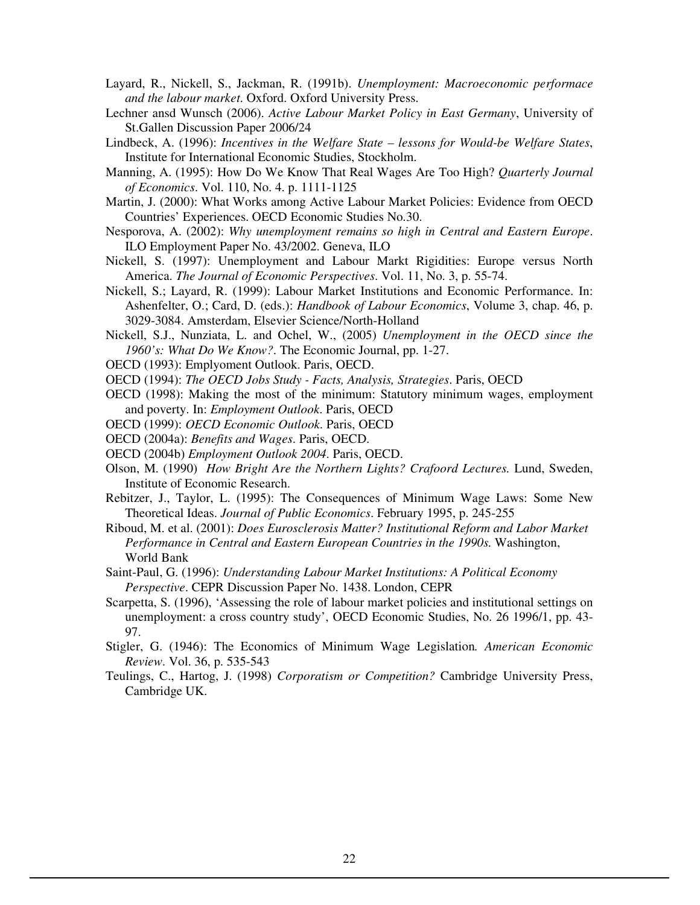Layard, R., Nickell, S., Jackman, R. (1991b). *Unemployment: Macroeconomic performace and the labour market*. Oxford. Oxford University Press.

Lechner ansd Wunsch (2006). *Active Labour Market Policy in East Germany*, University of St.Gallen Discussion Paper 2006/24

Lindbeck, A. (1996): *Incentives in the Welfare State – lessons for Would-be Welfare States*, Institute for International Economic Studies, Stockholm.

Manning, A. (1995): How Do We Know That Real Wages Are Too High? *Quarterly Journal of Economics*. Vol. 110, No. 4. p. 1111-1125

Martin, J. (2000): What Works among Active Labour Market Policies: Evidence from OECD Countries' Experiences. OECD Economic Studies No.30.

Nesporova, A. (2002): *Why unemployment remains so high in Central and Eastern Europe*. ILO Employment Paper No. 43/2002. Geneva, ILO

Nickell, S. (1997): Unemployment and Labour Markt Rigidities: Europe versus North America. *The Journal of Economic Perspectives*. Vol. 11, No. 3, p. 55-74.

Nickell, S.; Layard, R. (1999): Labour Market Institutions and Economic Performance. In: Ashenfelter, O.; Card, D. (eds.): *Handbook of Labour Economics*, Volume 3, chap. 46, p. 3029-3084. Amsterdam, Elsevier Science/North-Holland

Nickell, S.J., Nunziata, L. and Ochel, W., (2005) *Unemployment in the OECD since the 1960's: What Do We Know?*. The Economic Journal, pp. 1-27.

OECD (1993): Emplyoment Outlook. Paris, OECD.

OECD (1994): *The OECD Jobs Study - Facts, Analysis, Strategies*. Paris, OECD

OECD (1998): Making the most of the minimum: Statutory minimum wages, employment and poverty. In: *Employment Outlook*. Paris, OECD

OECD (1999): *OECD Economic Outlook*. Paris, OECD

OECD (2004a): *Benefits and Wages*. Paris, OECD.

OECD (2004b) *Employment Outlook 2004*. Paris, OECD.

Olson, M. (1990) *How Bright Are the Northern Lights? Crafoord Lectures.* Lund, Sweden, Institute of Economic Research.

Rebitzer, J., Taylor, L. (1995): The Consequences of Minimum Wage Laws: Some New Theoretical Ideas. *Journal of Public Economics*. February 1995, p. 245-255

Riboud, M. et al. (2001): *Does Eurosclerosis Matter? Institutional Reform and Labor Market Performance in Central and Eastern European Countries in the 1990s.* Washington, World Bank

Saint-Paul, G. (1996): *Understanding Labour Market Institutions: A Political Economy Perspective*. CEPR Discussion Paper No. 1438. London, CEPR

Scarpetta, S. (1996), 'Assessing the role of labour market policies and institutional settings on unemployment: a cross country study', OECD Economic Studies, No. 26 1996/1, pp. 43-97.

Stigler, G. (1946): The Economics of Minimum Wage Legislation*. American Economic Review*. Vol. 36, p. 535-543

Teulings, C., Hartog, J. (1998) *Corporatism or Competition?* Cambridge University Press, Cambridge UK.